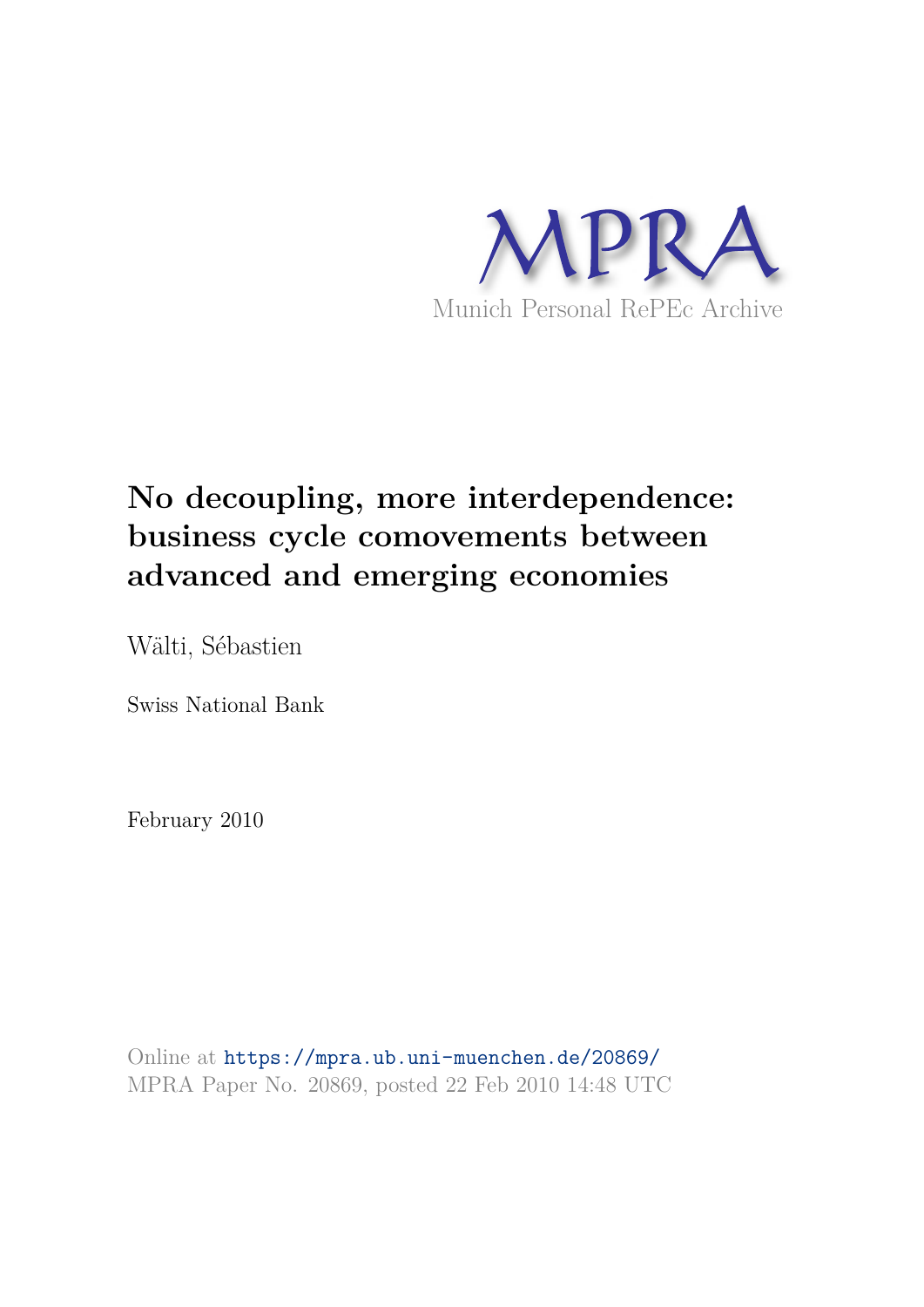MPRA

Munich Personal RePEc Archive

# No decoupling, more interdependence: business cycle comovements between advanced and emerging economies

Wälti, Sébastien

Swiss National Bank

February 2010

Online at https://mpra.ub.uni-muenchen.de/20869/
MPRA Paper No. 20869, posted 22 Feb 2010 14:48 UTC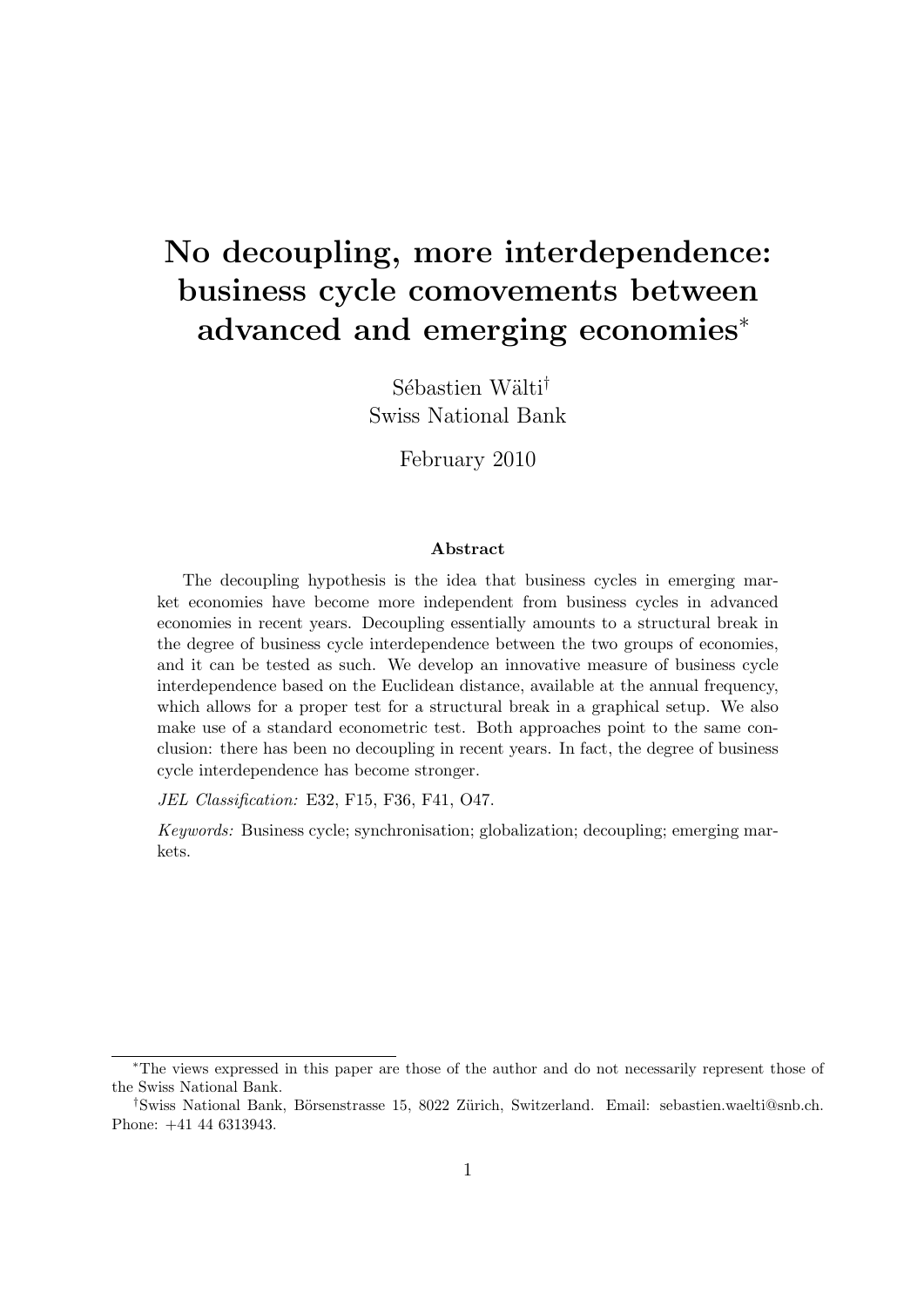# No decoupling, more interdependence: business cycle comovements between advanced and emerging economies[*]

Sébastien Wälti[†]
Swiss National Bank

February 2010

### Abstract

The decoupling hypothesis is the idea that business cycles in emerging market economies have become more independent from business cycles in advanced economies in recent years. Decoupling essentially amounts to a structural break in the degree of business cycle interdependence between the two groups of economies, and it can be tested as such. We develop an innovative measure of business cycle interdependence based on the Euclidean distance, available at the annual frequency, which allows for a proper test for a structural break in a graphical setup. We also make use of a standard econometric test. Both approaches point to the same conclusion: there has been no decoupling in recent years. In fact, the degree of business cycle interdependence has become stronger.

*JEL Classification:* E32, F15, F36, F41, O47.

*Keywords:* Business cycle; synchronisation; globalization; decoupling; emerging markets.

---

[*] The views expressed in this paper are those of the author and do not necessarily represent those of the Swiss National Bank.

[†] Swiss National Bank, Börsenstrasse 15, 8022 Zürich, Switzerland. Email: sebastien.waelti@snb.ch. Phone: +41 44 6313943.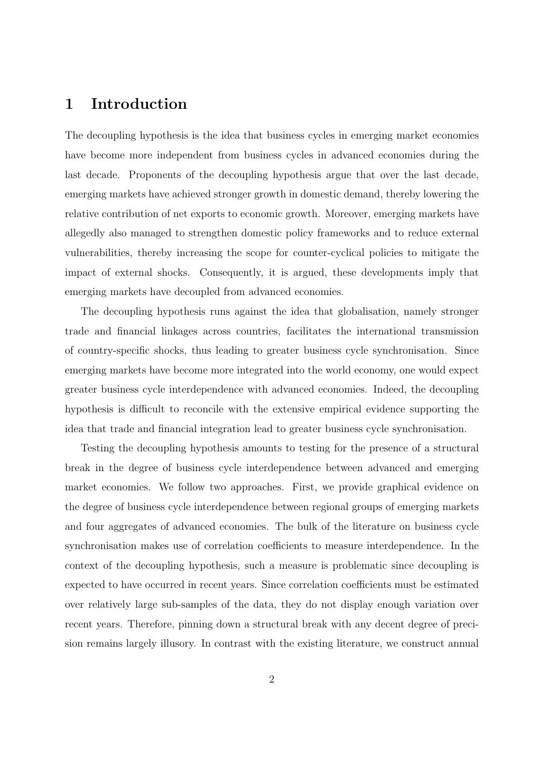# 1 Introduction

The decoupling hypothesis is the idea that business cycles in emerging market economies have become more independent from business cycles in advanced economies during the last decade. Proponents of the decoupling hypothesis argue that over the last decade, emerging markets have achieved stronger growth in domestic demand, thereby lowering the relative contribution of net exports to economic growth. Moreover, emerging markets have allegedly also managed to strengthen domestic policy frameworks and to reduce external vulnerabilities, thereby increasing the scope for counter-cyclical policies to mitigate the impact of external shocks. Consequently, it is argued, these developments imply that emerging markets have decoupled from advanced economies.

The decoupling hypothesis runs against the idea that globalisation, namely stronger trade and financial linkages across countries, facilitates the international transmission of country-specific shocks, thus leading to greater business cycle synchronisation. Since emerging markets have become more integrated into the world economy, one would expect greater business cycle interdependence with advanced economies. Indeed, the decoupling hypothesis is difficult to reconcile with the extensive empirical evidence supporting the idea that trade and financial integration lead to greater business cycle synchronisation.

Testing the decoupling hypothesis amounts to testing for the presence of a structural break in the degree of business cycle interdependence between advanced and emerging market economies. We follow two approaches. First, we provide graphical evidence on the degree of business cycle interdependence between regional groups of emerging markets and four aggregates of advanced economies. The bulk of the literature on business cycle synchronisation makes use of correlation coefficients to measure interdependence. In the context of the decoupling hypothesis, such a measure is problematic since decoupling is expected to have occurred in recent years. Since correlation coefficients must be estimated over relatively large sub-samples of the data, they do not display enough variation over recent years. Therefore, pinning down a structural break with any decent degree of precision remains largely illusory. In contrast with the existing literature, we construct annual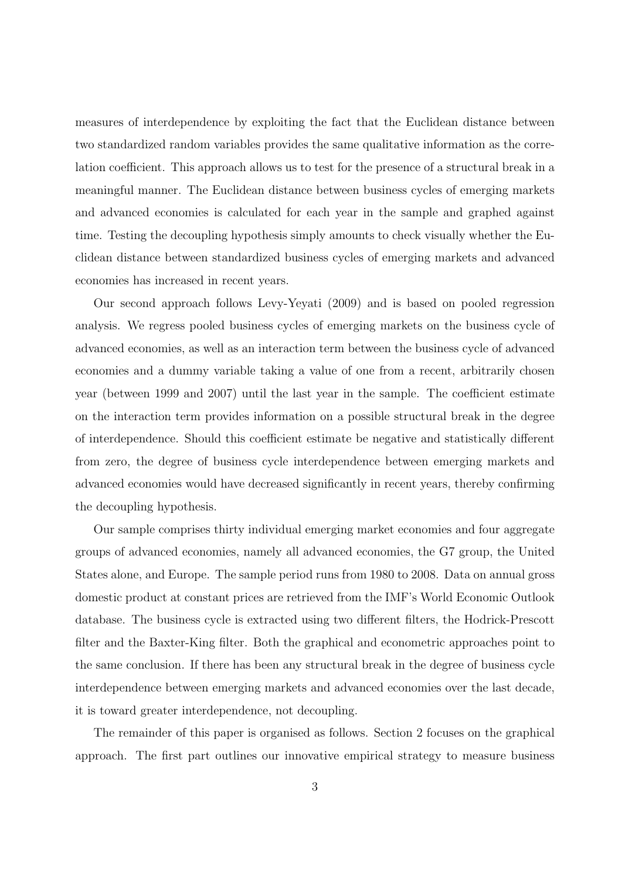measures of interdependence by exploiting the fact that the Euclidean distance between two standardized random variables provides the same qualitative information as the correlation coefficient. This approach allows us to test for the presence of a structural break in a meaningful manner. The Euclidean distance between business cycles of emerging markets and advanced economies is calculated for each year in the sample and graphed against time. Testing the decoupling hypothesis simply amounts to check visually whether the Euclidean distance between standardized business cycles of emerging markets and advanced economies has increased in recent years.

Our second approach follows Levy-Yeyati (2009) and is based on pooled regression analysis. We regress pooled business cycles of emerging markets on the business cycle of advanced economies, as well as an interaction term between the business cycle of advanced economies and a dummy variable taking a value of one from a recent, arbitrarily chosen year (between 1999 and 2007) until the last year in the sample. The coefficient estimate on the interaction term provides information on a possible structural break in the degree of interdependence. Should this coefficient estimate be negative and statistically different from zero, the degree of business cycle interdependence between emerging markets and advanced economies would have decreased significantly in recent years, thereby confirming the decoupling hypothesis.

Our sample comprises thirty individual emerging market economies and four aggregate groups of advanced economies, namely all advanced economies, the G7 group, the United States alone, and Europe. The sample period runs from 1980 to 2008. Data on annual gross domestic product at constant prices are retrieved from the IMF's World Economic Outlook database. The business cycle is extracted using two different filters, the Hodrick-Prescott filter and the Baxter-King filter. Both the graphical and econometric approaches point to the same conclusion. If there has been any structural break in the degree of business cycle interdependence between emerging markets and advanced economies over the last decade, it is toward greater interdependence, not decoupling.

The remainder of this paper is organised as follows. Section 2 focuses on the graphical approach. The first part outlines our innovative empirical strategy to measure business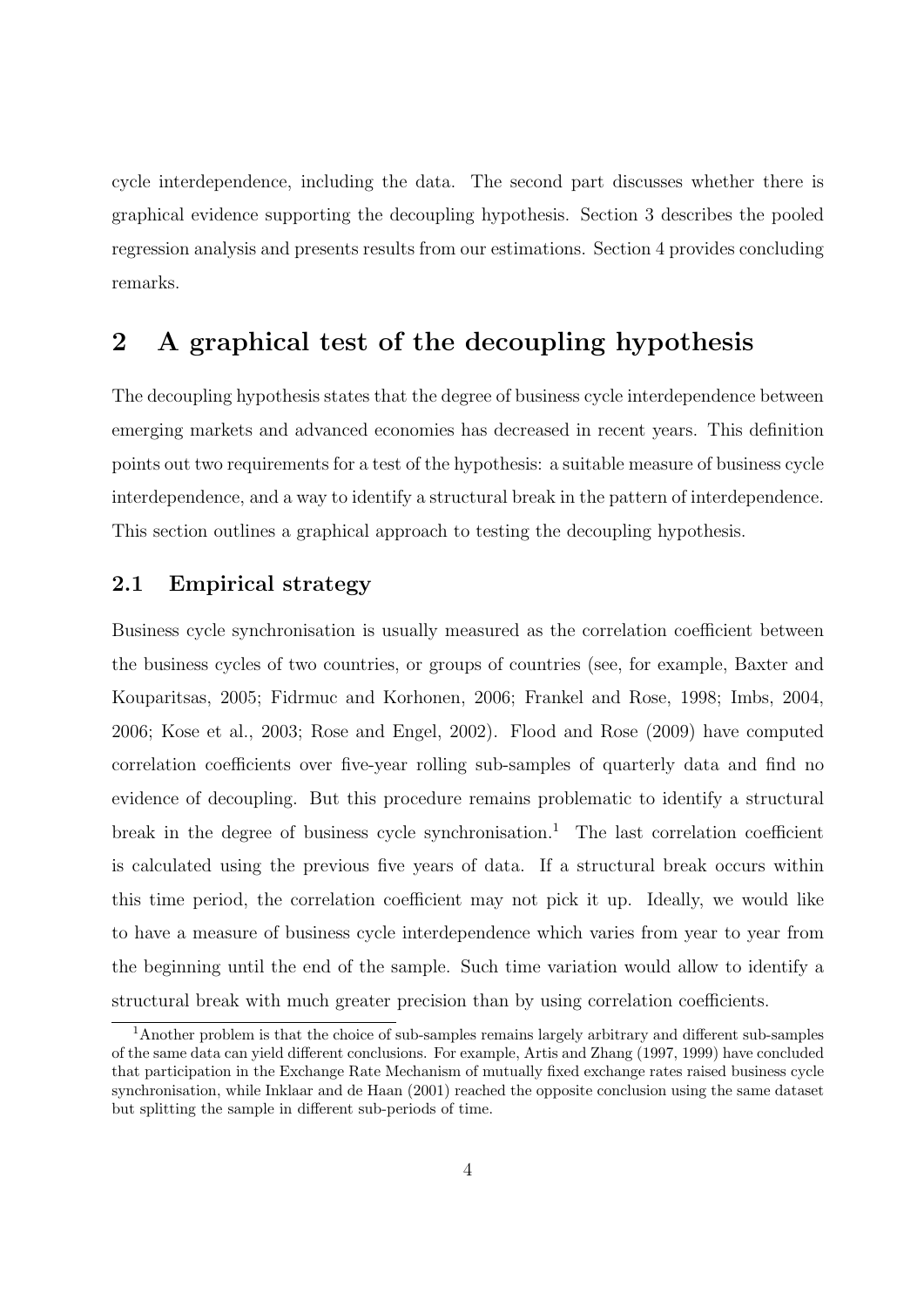cycle interdependence, including the data. The second part discusses whether there is graphical evidence supporting the decoupling hypothesis. Section 3 describes the pooled regression analysis and presents results from our estimations. Section 4 provides concluding remarks.

## 2 A graphical test of the decoupling hypothesis

The decoupling hypothesis states that the degree of business cycle interdependence between emerging markets and advanced economies has decreased in recent years. This definition points out two requirements for a test of the hypothesis: a suitable measure of business cycle interdependence, and a way to identify a structural break in the pattern of interdependence. This section outlines a graphical approach to testing the decoupling hypothesis.

### 2.1 Empirical strategy

Business cycle synchronisation is usually measured as the correlation coefficient between the business cycles of two countries, or groups of countries (see, for example, Baxter and Kouparitsas, 2005; Fidrmuc and Korhonen, 2006; Frankel and Rose, 1998; Imbs, 2004, 2006; Kose et al., 2003; Rose and Engel, 2002). Flood and Rose (2009) have computed correlation coefficients over five-year rolling sub-samples of quarterly data and find no evidence of decoupling. But this procedure remains problematic to identify a structural break in the degree of business cycle synchronisation.[1] The last correlation coefficient is calculated using the previous five years of data. If a structural break occurs within this time period, the correlation coefficient may not pick it up. Ideally, we would like to have a measure of business cycle interdependence which varies from year to year from the beginning until the end of the sample. Such time variation would allow to identify a structural break with much greater precision than by using correlation coefficients.

[1] Another problem is that the choice of sub-samples remains largely arbitrary and different sub-samples of the same data can yield different conclusions. For example, Artis and Zhang (1997, 1999) have concluded that participation in the Exchange Rate Mechanism of mutually fixed exchange rates raised business cycle synchronisation, while Inklaar and de Haan (2001) reached the opposite conclusion using the same dataset but splitting the sample in different sub-periods of time.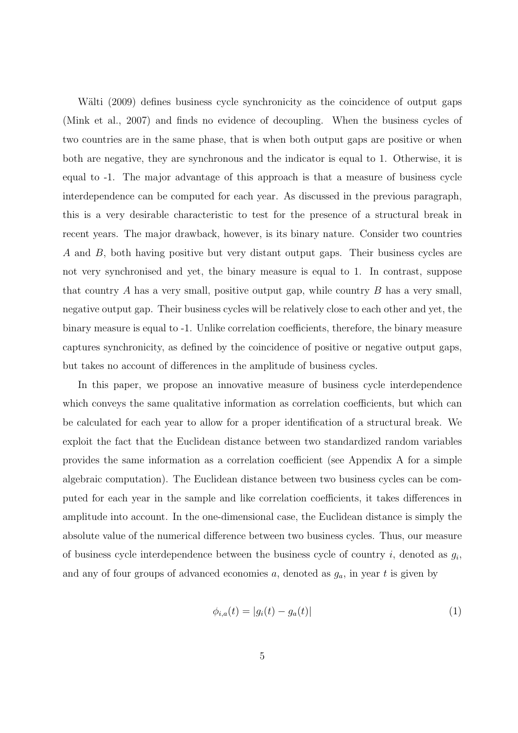Wälti (2009) defines business cycle synchronicity as the coincidence of output gaps (Mink et al., 2007) and finds no evidence of decoupling. When the business cycles of two countries are in the same phase, that is when both output gaps are positive or when both are negative, they are synchronous and the indicator is equal to 1. Otherwise, it is equal to -1. The major advantage of this approach is that a measure of business cycle interdependence can be computed for each year. As discussed in the previous paragraph, this is a very desirable characteristic to test for the presence of a structural break in recent years. The major drawback, however, is its binary nature. Consider two countries $A$ and $B$, both having positive but very distant output gaps. Their business cycles are not very synchronised and yet, the binary measure is equal to 1. In contrast, suppose that country $A$ has a very small, positive output gap, while country $B$ has a very small, negative output gap. Their business cycles will be relatively close to each other and yet, the binary measure is equal to -1. Unlike correlation coefficients, therefore, the binary measure captures synchronicity, as defined by the coincidence of positive or negative output gaps, but takes no account of differences in the amplitude of business cycles.

In this paper, we propose an innovative measure of business cycle interdependence which conveys the same qualitative information as correlation coefficients, but which can be calculated for each year to allow for a proper identification of a structural break. We exploit the fact that the Euclidean distance between two standardized random variables provides the same information as a correlation coefficient (see Appendix A for a simple algebraic computation). The Euclidean distance between two business cycles can be computed for each year in the sample and like correlation coefficients, it takes differences in amplitude into account. In the one-dimensional case, the Euclidean distance is simply the absolute value of the numerical difference between two business cycles. Thus, our measure of business cycle interdependence between the business cycle of country $i$, denoted as $g_i$, and any of four groups of advanced economies $a$, denoted as $g_a$, in year $t$ is given by

$$\phi_{i,a}(t) = |g_i(t) - g_a(t)| \tag{1}$$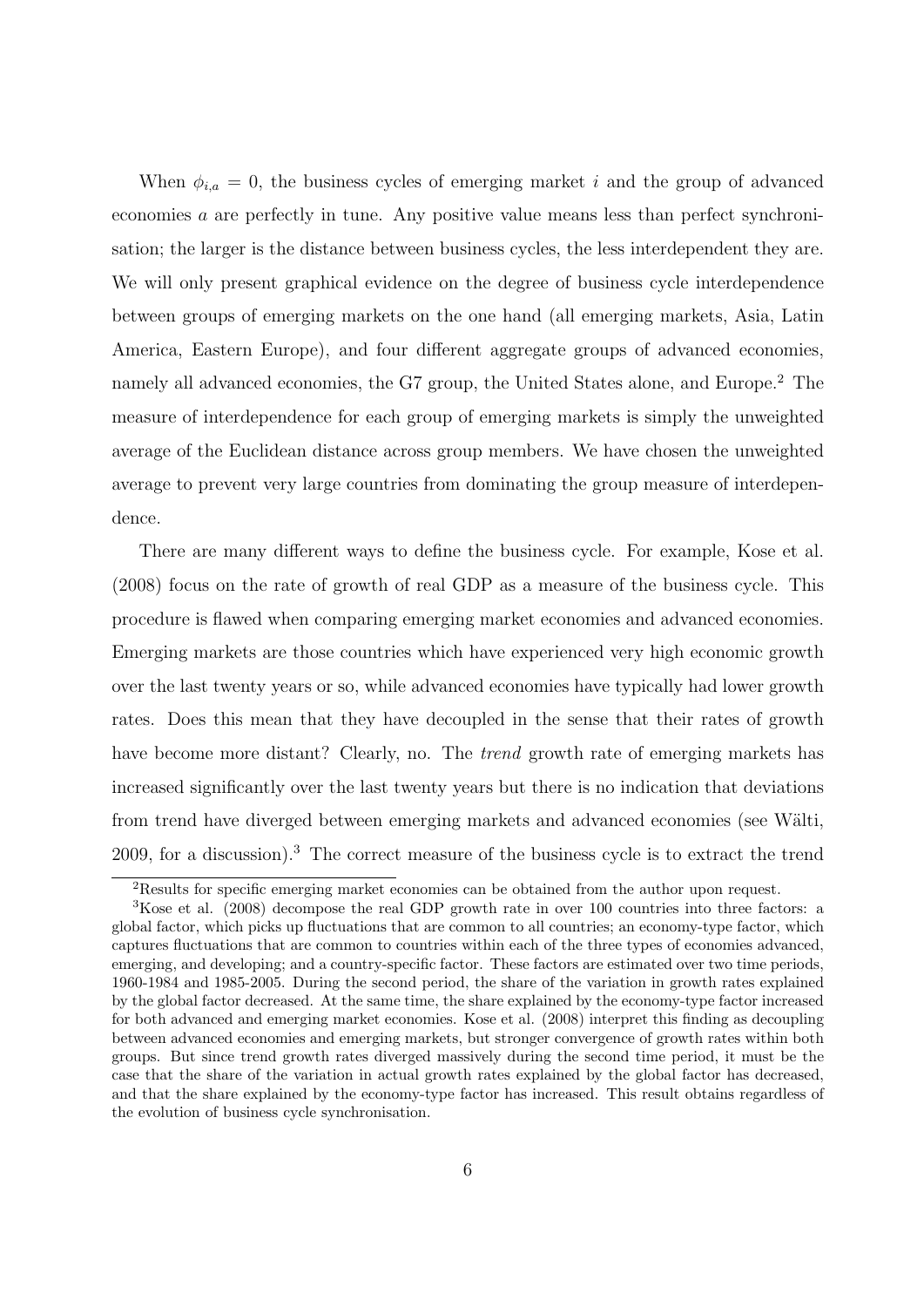When $\phi_{i,a} = 0$, the business cycles of emerging market $i$ and the group of advanced economies $a$ are perfectly in tune. Any positive value means less than perfect synchronisation; the larger is the distance between business cycles, the less interdependent they are. We will only present graphical evidence on the degree of business cycle interdependence between groups of emerging markets on the one hand (all emerging markets, Asia, Latin America, Eastern Europe), and four different aggregate groups of advanced economies, namely all advanced economies, the G7 group, the United States alone, and Europe.[2] The measure of interdependence for each group of emerging markets is simply the unweighted average of the Euclidean distance across group members. We have chosen the unweighted average to prevent very large countries from dominating the group measure of interdependence.

There are many different ways to define the business cycle. For example, Kose et al. (2008) focus on the rate of growth of real GDP as a measure of the business cycle. This procedure is flawed when comparing emerging market economies and advanced economies. Emerging markets are those countries which have experienced very high economic growth over the last twenty years or so, while advanced economies have typically had lower growth rates. Does this mean that they have decoupled in the sense that their rates of growth have become more distant? Clearly, no. The *trend* growth rate of emerging markets has increased significantly over the last twenty years but there is no indication that deviations from trend have diverged between emerging markets and advanced economies (see Wälti, 2009, for a discussion).[3] The correct measure of the business cycle is to extract the trend

[2] Results for specific emerging market economies can be obtained from the author upon request.

[3] Kose et al. (2008) decompose the real GDP growth rate in over 100 countries into three factors: a global factor, which picks up fluctuations that are common to all countries; an economy-type factor, which captures fluctuations that are common to countries within each of the three types of economies advanced, emerging, and developing; and a country-specific factor. These factors are estimated over two time periods, 1960-1984 and 1985-2005. During the second period, the share of the variation in growth rates explained by the global factor decreased. At the same time, the share explained by the economy-type factor increased for both advanced and emerging market economies. Kose et al. (2008) interpret this finding as decoupling between advanced economies and emerging markets, but stronger convergence of growth rates within both groups. But since trend growth rates diverged massively during the second time period, it must be the case that the share of the variation in actual growth rates explained by the global factor has decreased, and that the share explained by the economy-type factor has increased. This result obtains regardless of the evolution of business cycle synchronisation.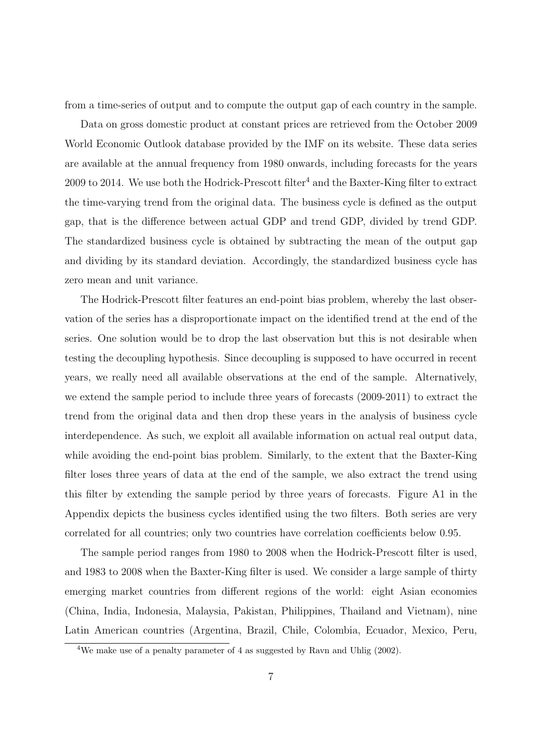from a time-series of output and to compute the output gap of each country in the sample.

Data on gross domestic product at constant prices are retrieved from the October 2009 World Economic Outlook database provided by the IMF on its website. These data series are available at the annual frequency from 1980 onwards, including forecasts for the years 2009 to 2014. We use both the Hodrick-Prescott filter[4] and the Baxter-King filter to extract the time-varying trend from the original data. The business cycle is defined as the output gap, that is the difference between actual GDP and trend GDP, divided by trend GDP. The standardized business cycle is obtained by subtracting the mean of the output gap and dividing by its standard deviation. Accordingly, the standardized business cycle has zero mean and unit variance.

The Hodrick-Prescott filter features an end-point bias problem, whereby the last observation of the series has a disproportionate impact on the identified trend at the end of the series. One solution would be to drop the last observation but this is not desirable when testing the decoupling hypothesis. Since decoupling is supposed to have occurred in recent years, we really need all available observations at the end of the sample. Alternatively, we extend the sample period to include three years of forecasts (2009-2011) to extract the trend from the original data and then drop these years in the analysis of business cycle interdependence. As such, we exploit all available information on actual real output data, while avoiding the end-point bias problem. Similarly, to the extent that the Baxter-King filter loses three years of data at the end of the sample, we also extract the trend using this filter by extending the sample period by three years of forecasts. Figure A1 in the Appendix depicts the business cycles identified using the two filters. Both series are very correlated for all countries; only two countries have correlation coefficients below 0.95.

The sample period ranges from 1980 to 2008 when the Hodrick-Prescott filter is used, and 1983 to 2008 when the Baxter-King filter is used. We consider a large sample of thirty emerging market countries from different regions of the world: eight Asian economies (China, India, Indonesia, Malaysia, Pakistan, Philippines, Thailand and Vietnam), nine Latin American countries (Argentina, Brazil, Chile, Colombia, Ecuador, Mexico, Peru,

[4] We make use of a penalty parameter of 4 as suggested by Ravn and Uhlig (2002).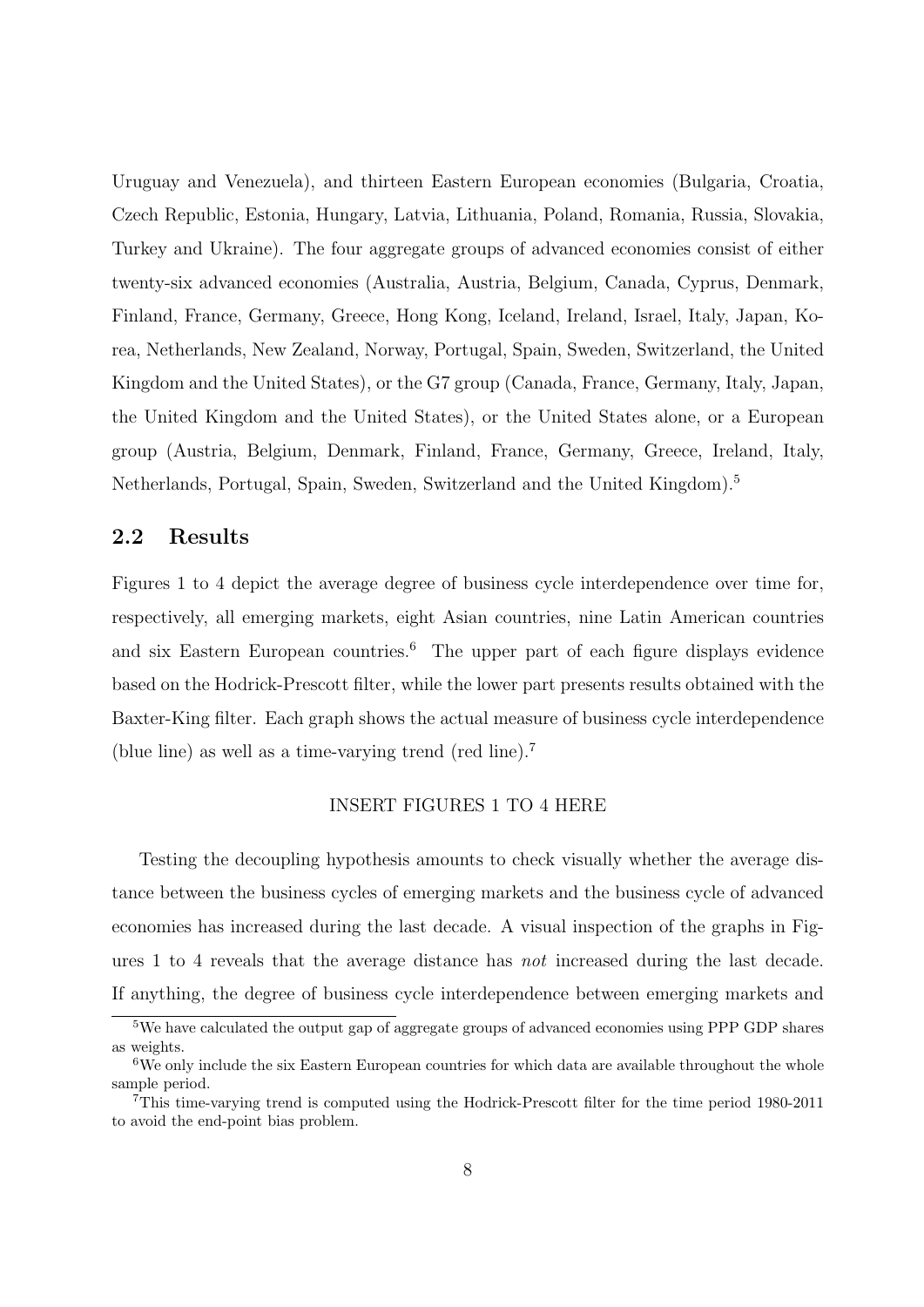Uruguay and Venezuela), and thirteen Eastern European economies (Bulgaria, Croatia, Czech Republic, Estonia, Hungary, Latvia, Lithuania, Poland, Romania, Russia, Slovakia, Turkey and Ukraine). The four aggregate groups of advanced economies consist of either twenty-six advanced economies (Australia, Austria, Belgium, Canada, Cyprus, Denmark, Finland, France, Germany, Greece, Hong Kong, Iceland, Ireland, Israel, Italy, Japan, Korea, Netherlands, New Zealand, Norway, Portugal, Spain, Sweden, Switzerland, the United Kingdom and the United States), or the G7 group (Canada, France, Germany, Italy, Japan, the United Kingdom and the United States), or the United States alone, or a European group (Austria, Belgium, Denmark, Finland, France, Germany, Greece, Ireland, Italy, Netherlands, Portugal, Spain, Sweden, Switzerland and the United Kingdom).[5]

## 2.2 Results

Figures 1 to 4 depict the average degree of business cycle interdependence over time for, respectively, all emerging markets, eight Asian countries, nine Latin American countries and six Eastern European countries.[6] The upper part of each figure displays evidence based on the Hodrick-Prescott filter, while the lower part presents results obtained with the Baxter-King filter. Each graph shows the actual measure of business cycle interdependence (blue line) as well as a time-varying trend (red line).[7]

INSERT FIGURES 1 TO 4 HERE

Testing the decoupling hypothesis amounts to check visually whether the average distance between the business cycles of emerging markets and the business cycle of advanced economies has increased during the last decade. A visual inspection of the graphs in Figures 1 to 4 reveals that the average distance has *not* increased during the last decade. If anything, the degree of business cycle interdependence between emerging markets and

[5] We have calculated the output gap of aggregate groups of advanced economies using PPP GDP shares as weights.

[6] We only include the six Eastern European countries for which data are available throughout the whole sample period.

[7] This time-varying trend is computed using the Hodrick-Prescott filter for the time period 1980-2011 to avoid the end-point bias problem.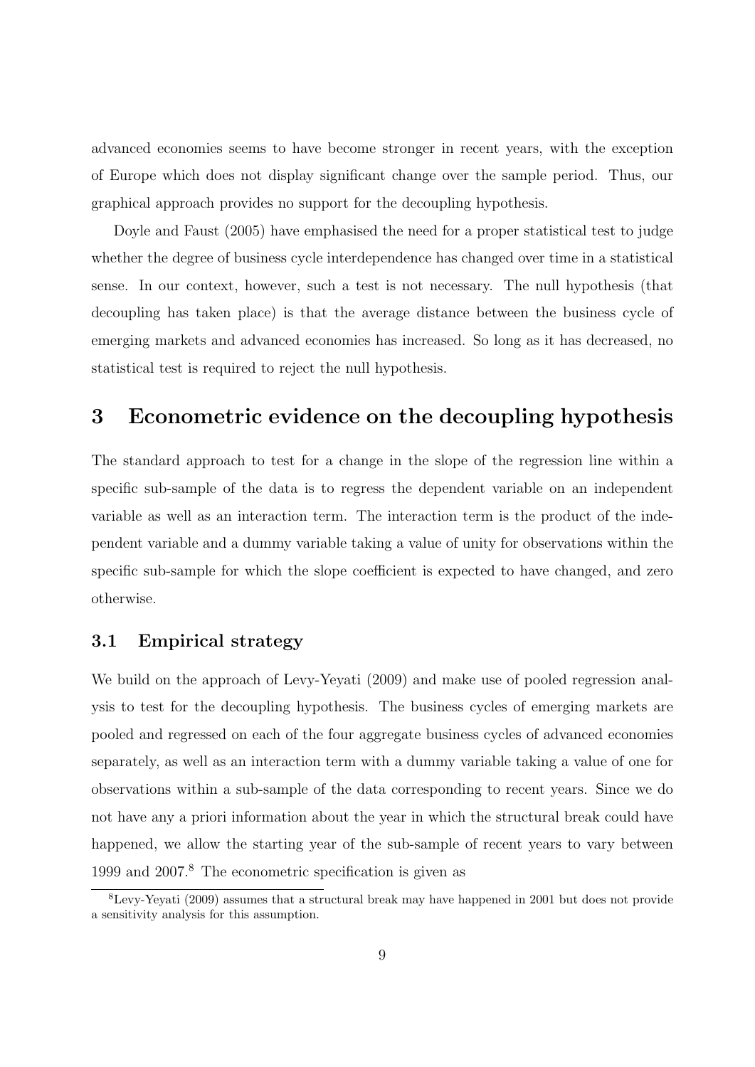advanced economies seems to have become stronger in recent years, with the exception of Europe which does not display significant change over the sample period. Thus, our graphical approach provides no support for the decoupling hypothesis.

Doyle and Faust (2005) have emphasised the need for a proper statistical test to judge whether the degree of business cycle interdependence has changed over time in a statistical sense. In our context, however, such a test is not necessary. The null hypothesis (that decoupling has taken place) is that the average distance between the business cycle of emerging markets and advanced economies has increased. So long as it has decreased, no statistical test is required to reject the null hypothesis.

# 3 Econometric evidence on the decoupling hypothesis

The standard approach to test for a change in the slope of the regression line within a specific sub-sample of the data is to regress the dependent variable on an independent variable as well as an interaction term. The interaction term is the product of the independent variable and a dummy variable taking a value of unity for observations within the specific sub-sample for which the slope coefficient is expected to have changed, and zero otherwise.

## 3.1 Empirical strategy

We build on the approach of Levy-Yeyati (2009) and make use of pooled regression analysis to test for the decoupling hypothesis. The business cycles of emerging markets are pooled and regressed on each of the four aggregate business cycles of advanced economies separately, as well as an interaction term with a dummy variable taking a value of one for observations within a sub-sample of the data corresponding to recent years. Since we do not have any a priori information about the year in which the structural break could have happened, we allow the starting year of the sub-sample of recent years to vary between 1999 and 2007.[8] The econometric specification is given as

[8] Levy-Yeyati (2009) assumes that a structural break may have happened in 2001 but does not provide a sensitivity analysis for this assumption.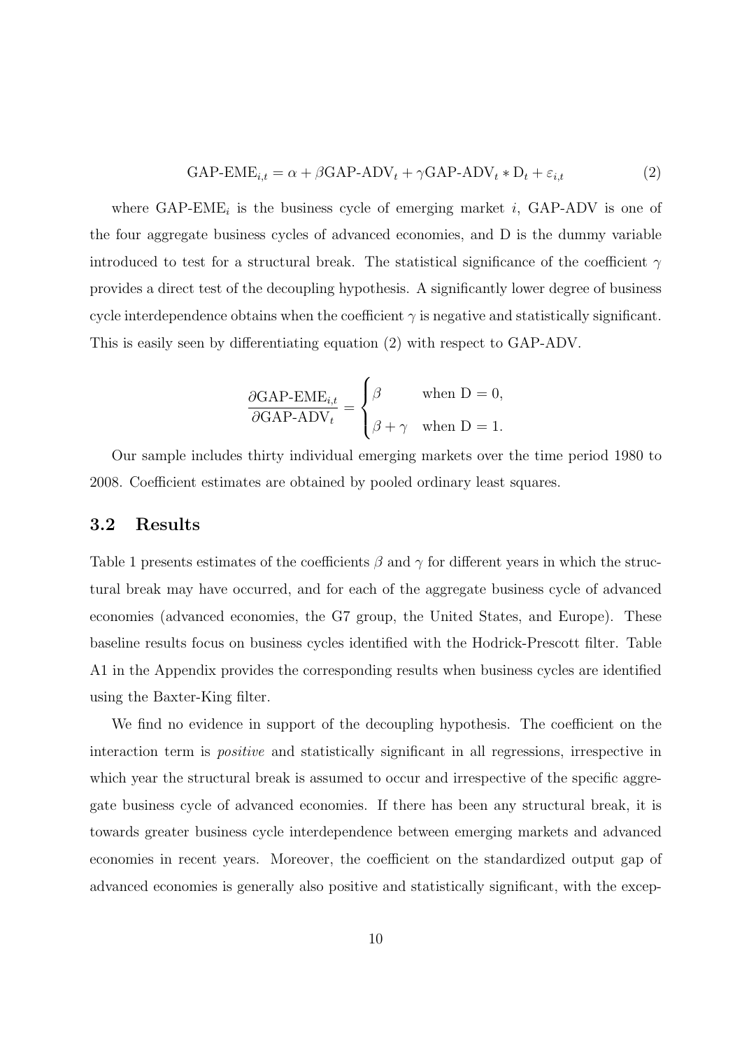$$\text{GAP-EME}_{i,t} = \alpha + \beta \text{GAP-ADV}_t + \gamma \text{GAP-ADV}_t * \text{D}_t + \varepsilon_{i,t} \tag{2}$$

where $\text{GAP-EME}_i$ is the business cycle of emerging market $i$, GAP-ADV is one of the four aggregate business cycles of advanced economies, and D is the dummy variable introduced to test for a structural break. The statistical significance of the coefficient $\gamma$ provides a direct test of the decoupling hypothesis. A significantly lower degree of business cycle interdependence obtains when the coefficient $\gamma$ is negative and statistically significant. This is easily seen by differentiating equation (2) with respect to GAP-ADV.

$$\frac{\partial \text{GAP-EME}_{i,t}}{\partial \text{GAP-ADV}_t} = \begin{cases} \beta & \text{when D} = 0, \\ \beta + \gamma & \text{when D} = 1. \end{cases}$$

Our sample includes thirty individual emerging markets over the time period 1980 to 2008. Coefficient estimates are obtained by pooled ordinary least squares.

### 3.2 Results

Table 1 presents estimates of the coefficients $\beta$ and $\gamma$ for different years in which the structural break may have occurred, and for each of the aggregate business cycle of advanced economies (advanced economies, the G7 group, the United States, and Europe). These baseline results focus on business cycles identified with the Hodrick-Prescott filter. Table A1 in the Appendix provides the corresponding results when business cycles are identified using the Baxter-King filter.

We find no evidence in support of the decoupling hypothesis. The coefficient on the interaction term is *positive* and statistically significant in all regressions, irrespective in which year the structural break is assumed to occur and irrespective of the specific aggregate business cycle of advanced economies. If there has been any structural break, it is towards greater business cycle interdependence between emerging markets and advanced economies in recent years. Moreover, the coefficient on the standardized output gap of advanced economies is generally also positive and statistically significant, with the excep-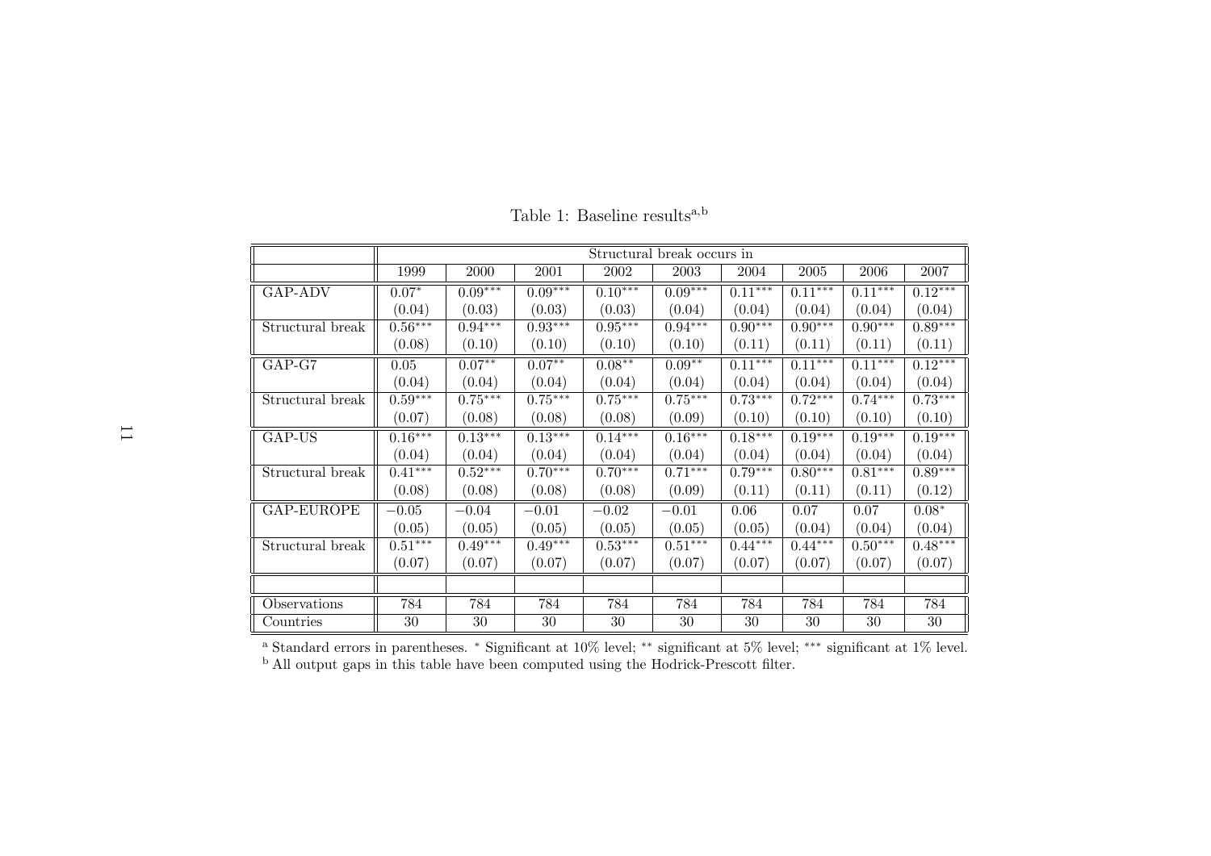Table 1: Baseline results[a,b]

| | Structural break occurs in | | | | | | | | |
|---|---|---|---|---|---|---|---|---|---|
| | 1999 | 2000 | 2001 | 2002 | 2003 | 2004 | 2005 | 2006 | 2007 |
| GAP-ADV | $0.07^{*}$ | $0.09^{***}$ | $0.09^{***}$ | $0.10^{***}$ | $0.09^{***}$ | $0.11^{***}$ | $0.11^{***}$ | $0.11^{***}$ | $0.12^{***}$ |
| | (0.04) | (0.03) | (0.03) | (0.03) | (0.04) | (0.04) | (0.04) | (0.04) | (0.04) |
| Structural break | $0.56^{***}$ | $0.94^{***}$ | $0.93^{***}$ | $0.95^{***}$ | $0.94^{***}$ | $0.90^{***}$ | $0.90^{***}$ | $0.90^{***}$ | $0.89^{***}$ |
| | (0.08) | (0.10) | (0.10) | (0.10) | (0.10) | (0.11) | (0.11) | (0.11) | (0.11) |
| GAP-G7 | 0.05 | $0.07^{**}$ | $0.07^{**}$ | $0.08^{**}$ | $0.09^{**}$ | $0.11^{***}$ | $0.11^{***}$ | $0.11^{***}$ | $0.12^{***}$ |
| | (0.04) | (0.04) | (0.04) | (0.04) | (0.04) | (0.04) | (0.04) | (0.04) | (0.04) |
| Structural break | $0.59^{***}$ | $0.75^{***}$ | $0.75^{***}$ | $0.75^{***}$ | $0.75^{***}$ | $0.73^{***}$ | $0.72^{***}$ | $0.74^{***}$ | $0.73^{***}$ |
| | (0.07) | (0.08) | (0.08) | (0.08) | (0.09) | (0.10) | (0.10) | (0.10) | (0.10) |
| GAP-US | $0.16^{***}$ | $0.13^{***}$ | $0.13^{***}$ | $0.14^{***}$ | $0.16^{***}$ | $0.18^{***}$ | $0.19^{***}$ | $0.19^{***}$ | $0.19^{***}$ |
| | (0.04) | (0.04) | (0.04) | (0.04) | (0.04) | (0.04) | (0.04) | (0.04) | (0.04) |
| Structural break | $0.41^{***}$ | $0.52^{***}$ | $0.70^{***}$ | $0.70^{***}$ | $0.71^{***}$ | $0.79^{***}$ | $0.80^{***}$ | $0.81^{***}$ | $0.89^{***}$ |
| | (0.08) | (0.08) | (0.08) | (0.08) | (0.09) | (0.11) | (0.11) | (0.11) | (0.12) |
| GAP-EUROPE | $-0.05$ | $-0.04$ | $-0.01$ | $-0.02$ | $-0.01$ | 0.06 | 0.07 | 0.07 | $0.08^{*}$ |
| | (0.05) | (0.05) | (0.05) | (0.05) | (0.05) | (0.05) | (0.04) | (0.04) | (0.04) |
| Structural break | $0.51^{***}$ | $0.49^{***}$ | $0.49^{***}$ | $0.53^{***}$ | $0.51^{***}$ | $0.44^{***}$ | $0.44^{***}$ | $0.50^{***}$ | $0.48^{***}$ |
| | (0.07) | (0.07) | (0.07) | (0.07) | (0.07) | (0.07) | (0.07) | (0.07) | (0.07) |
| | | | | | | | | | |
| Observations | 784 | 784 | 784 | 784 | 784 | 784 | 784 | 784 | 784 |
| Countries | 30 | 30 | 30 | 30 | 30 | 30 | 30 | 30 | 30 |

[a] Standard errors in parentheses. * Significant at 10% level; ** significant at 5% level; *** significant at 1% level.
[b] All output gaps in this table have been computed using the Hodrick-Prescott filter.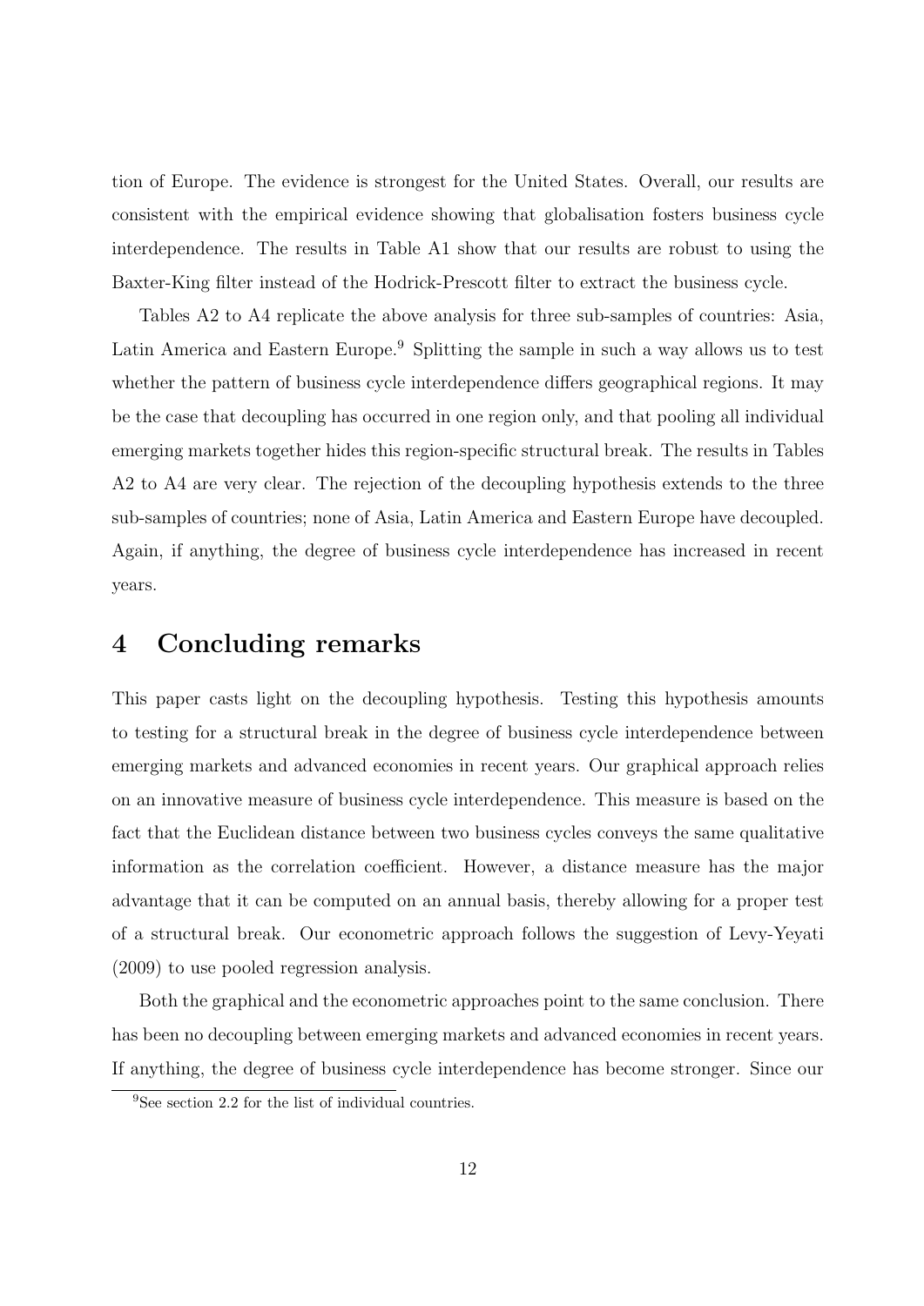tion of Europe. The evidence is strongest for the United States. Overall, our results are consistent with the empirical evidence showing that globalisation fosters business cycle interdependence. The results in Table A1 show that our results are robust to using the Baxter-King filter instead of the Hodrick-Prescott filter to extract the business cycle.

Tables A2 to A4 replicate the above analysis for three sub-samples of countries: Asia, Latin America and Eastern Europe.[9] Splitting the sample in such a way allows us to test whether the pattern of business cycle interdependence differs geographical regions. It may be the case that decoupling has occurred in one region only, and that pooling all individual emerging markets together hides this region-specific structural break. The results in Tables A2 to A4 are very clear. The rejection of the decoupling hypothesis extends to the three sub-samples of countries; none of Asia, Latin America and Eastern Europe have decoupled. Again, if anything, the degree of business cycle interdependence has increased in recent years.

# 4 Concluding remarks

This paper casts light on the decoupling hypothesis. Testing this hypothesis amounts to testing for a structural break in the degree of business cycle interdependence between emerging markets and advanced economies in recent years. Our graphical approach relies on an innovative measure of business cycle interdependence. This measure is based on the fact that the Euclidean distance between two business cycles conveys the same qualitative information as the correlation coefficient. However, a distance measure has the major advantage that it can be computed on an annual basis, thereby allowing for a proper test of a structural break. Our econometric approach follows the suggestion of Levy-Yeyati (2009) to use pooled regression analysis.

Both the graphical and the econometric approaches point to the same conclusion. There has been no decoupling between emerging markets and advanced economies in recent years. If anything, the degree of business cycle interdependence has become stronger. Since our

[9]See section 2.2 for the list of individual countries.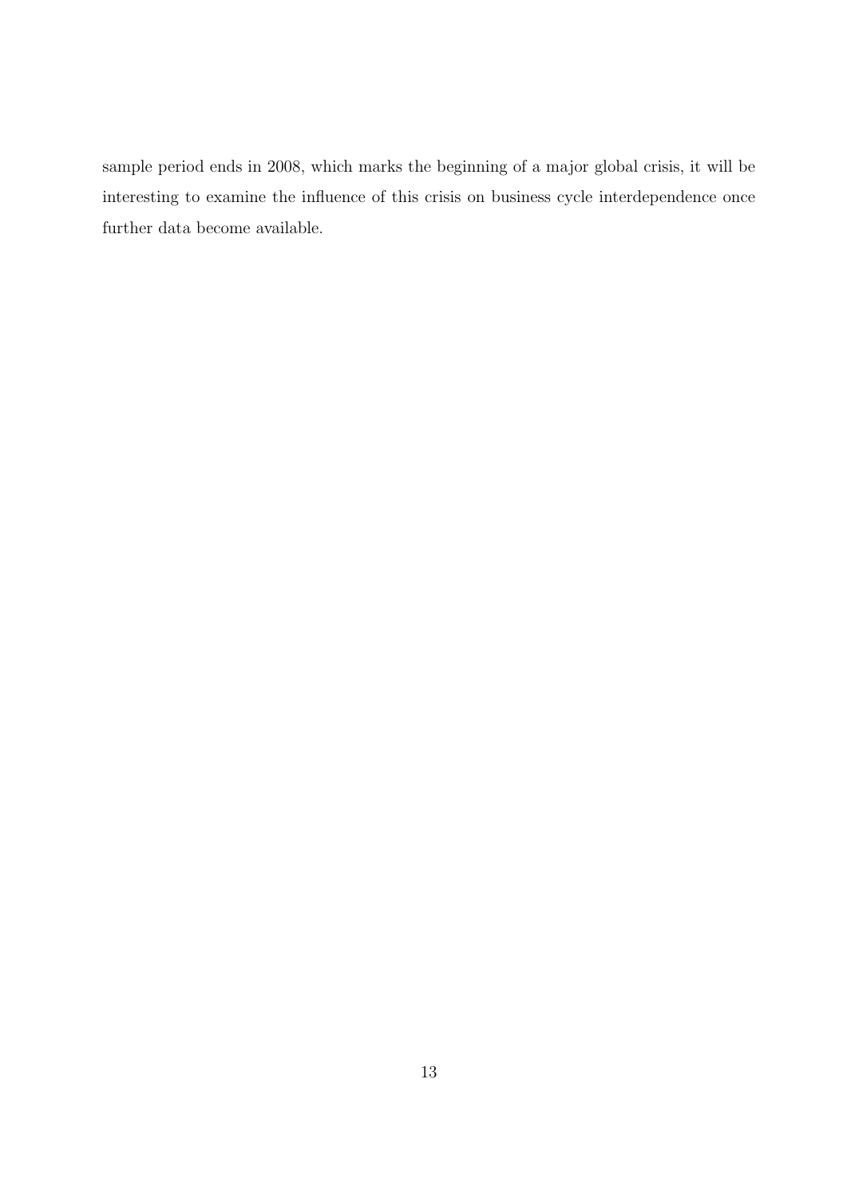sample period ends in 2008, which marks the beginning of a major global crisis, it will be interesting to examine the influence of this crisis on business cycle interdependence once further data become available.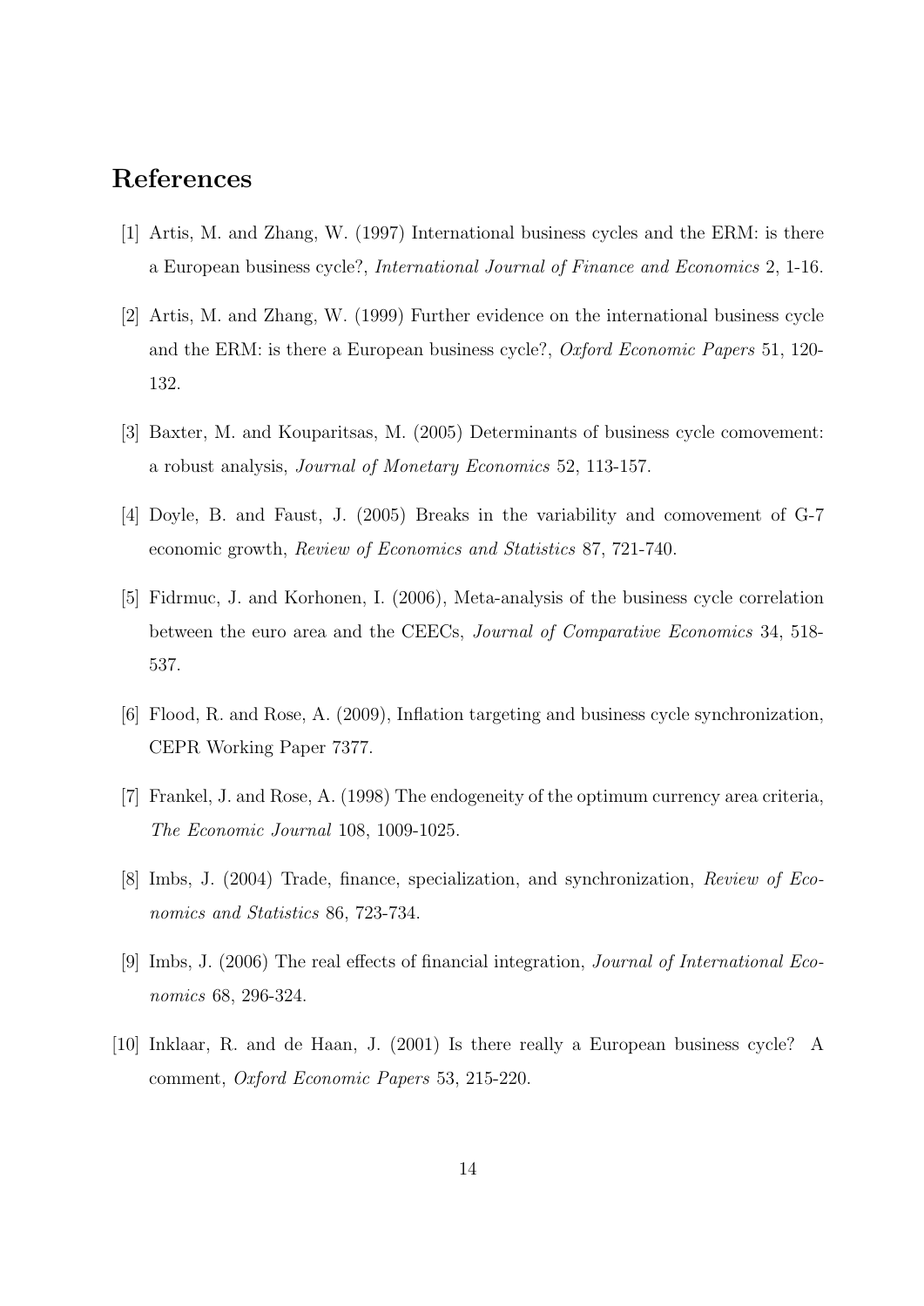# References

[1] Artis, M. and Zhang, W. (1997) International business cycles and the ERM: is there a European business cycle?, *International Journal of Finance and Economics* 2, 1-16.

[2] Artis, M. and Zhang, W. (1999) Further evidence on the international business cycle and the ERM: is there a European business cycle?, *Oxford Economic Papers* 51, 120-132.

[3] Baxter, M. and Kouparitsas, M. (2005) Determinants of business cycle comovement: a robust analysis, *Journal of Monetary Economics* 52, 113-157.

[4] Doyle, B. and Faust, J. (2005) Breaks in the variability and comovement of G-7 economic growth, *Review of Economics and Statistics* 87, 721-740.

[5] Fidrmuc, J. and Korhonen, I. (2006), Meta-analysis of the business cycle correlation between the euro area and the CEECs, *Journal of Comparative Economics* 34, 518-537.

[6] Flood, R. and Rose, A. (2009), Inflation targeting and business cycle synchronization, CEPR Working Paper 7377.

[7] Frankel, J. and Rose, A. (1998) The endogeneity of the optimum currency area criteria, *The Economic Journal* 108, 1009-1025.

[8] Imbs, J. (2004) Trade, finance, specialization, and synchronization, *Review of Economics and Statistics* 86, 723-734.

[9] Imbs, J. (2006) The real effects of financial integration, *Journal of International Economics* 68, 296-324.

[10] Inklaar, R. and de Haan, J. (2001) Is there really a European business cycle? A comment, *Oxford Economic Papers* 53, 215-220.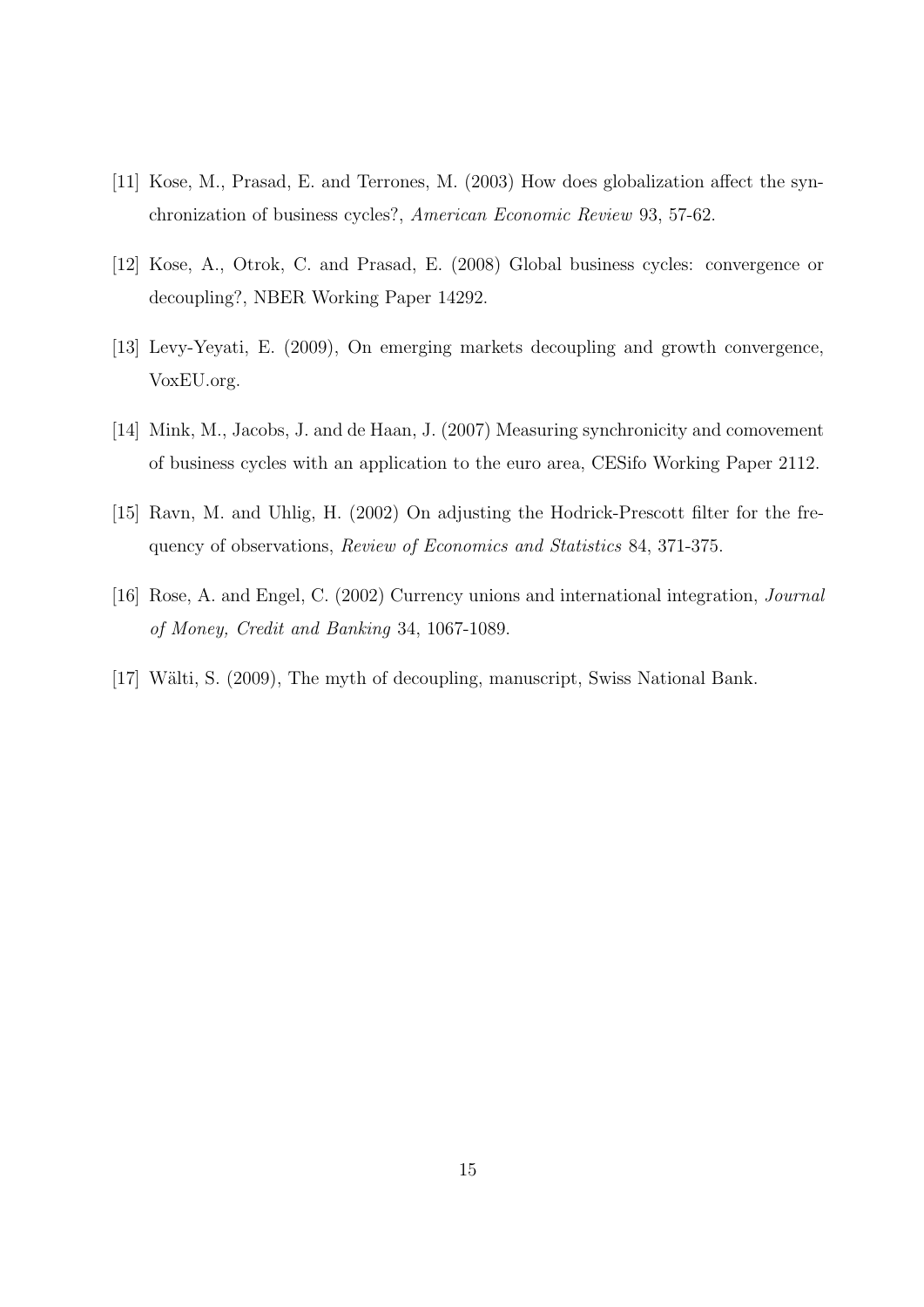[11] Kose, M., Prasad, E. and Terrones, M. (2003) How does globalization affect the synchronization of business cycles?, *American Economic Review* 93, 57-62.

[12] Kose, A., Otrok, C. and Prasad, E. (2008) Global business cycles: convergence or decoupling?, NBER Working Paper 14292.

[13] Levy-Yeyati, E. (2009), On emerging markets decoupling and growth convergence, VoxEU.org.

[14] Mink, M., Jacobs, J. and de Haan, J. (2007) Measuring synchronicity and comovement of business cycles with an application to the euro area, CESifo Working Paper 2112.

[15] Ravn, M. and Uhlig, H. (2002) On adjusting the Hodrick-Prescott filter for the frequency of observations, *Review of Economics and Statistics* 84, 371-375.

[16] Rose, A. and Engel, C. (2002) Currency unions and international integration, *Journal of Money, Credit and Banking* 34, 1067-1089.

[17] Wälti, S. (2009), The myth of decoupling, manuscript, Swiss National Bank.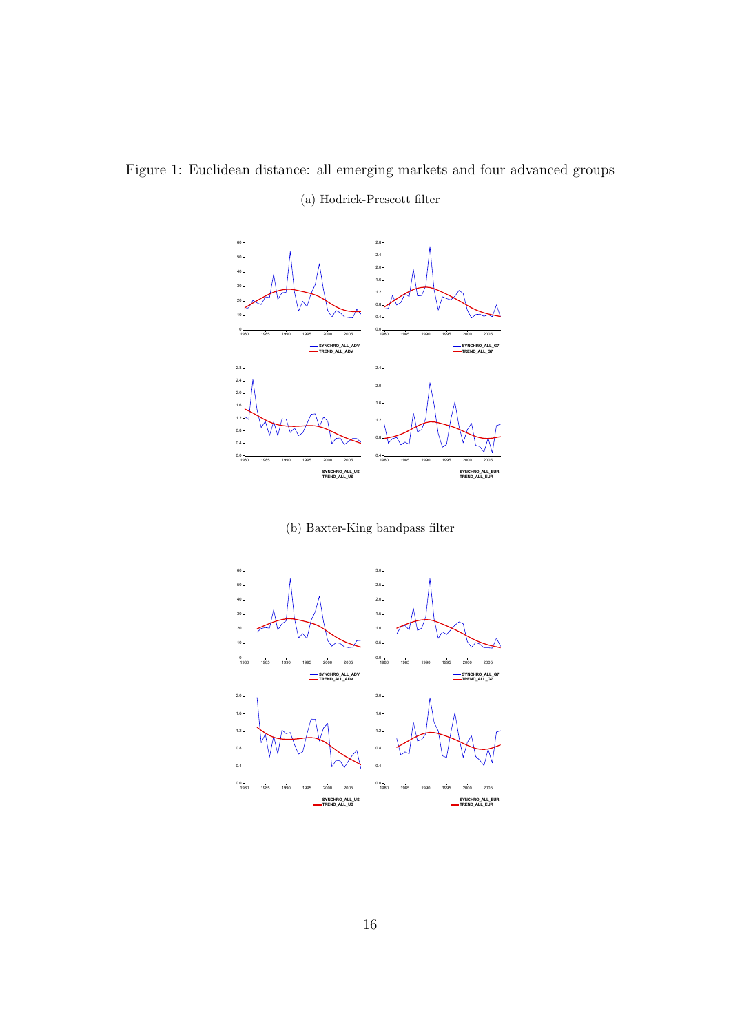Figure 1: Euclidean distance: all emerging markets and four advanced groups

(a) Hodrick-Prescott filter

(b) Baxter-King bandpass filter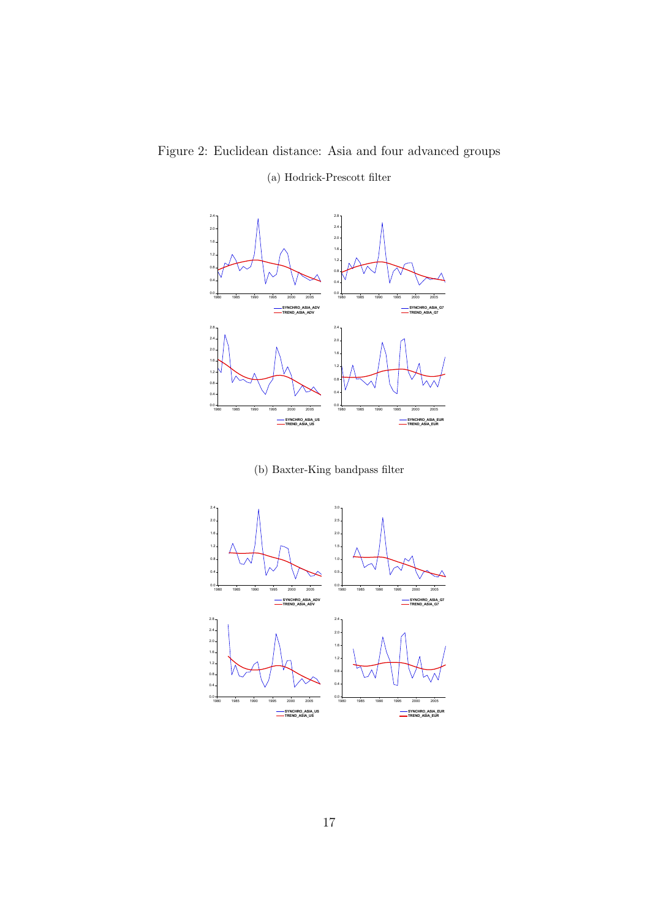Figure 2: Euclidean distance: Asia and four advanced groups

(a) Hodrick-Prescott filter

(b) Baxter-King bandpass filter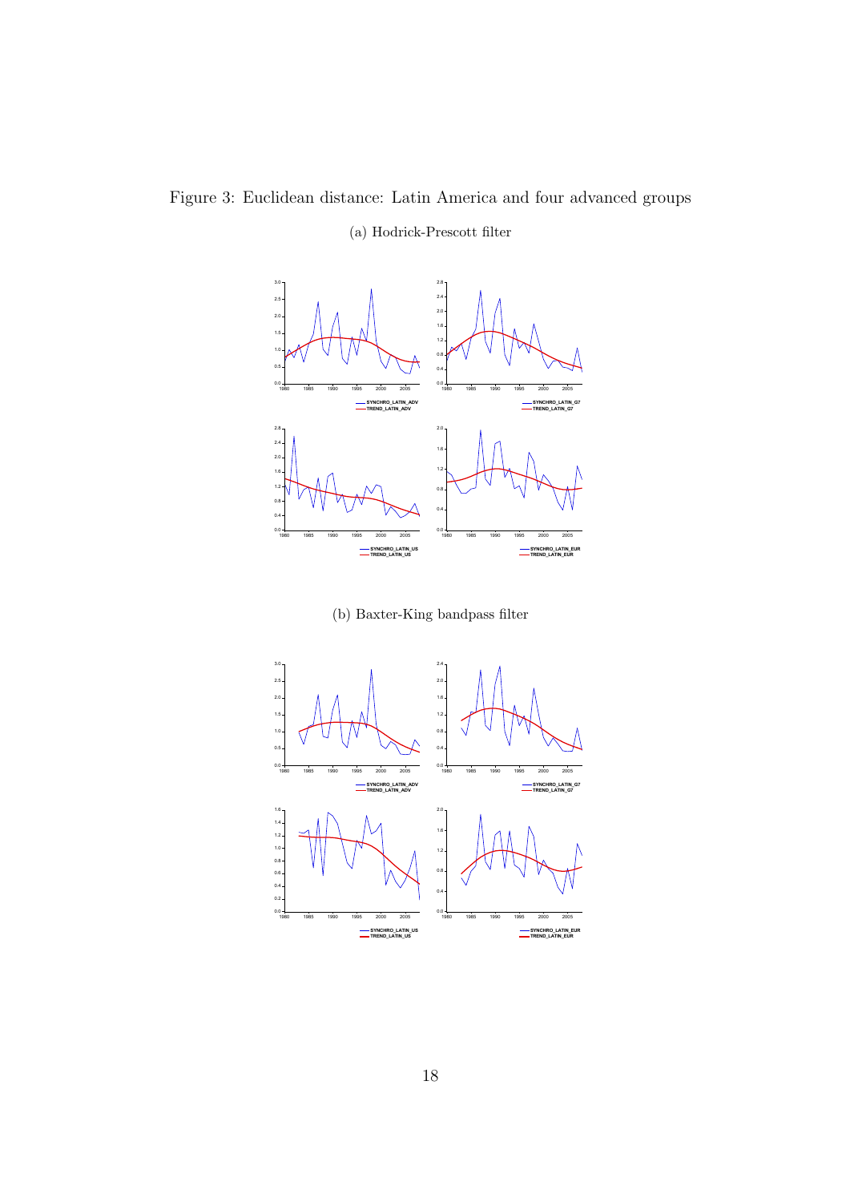Figure 3: Euclidean distance: Latin America and four advanced groups

(a) Hodrick-Prescott filter

(b) Baxter-King bandpass filter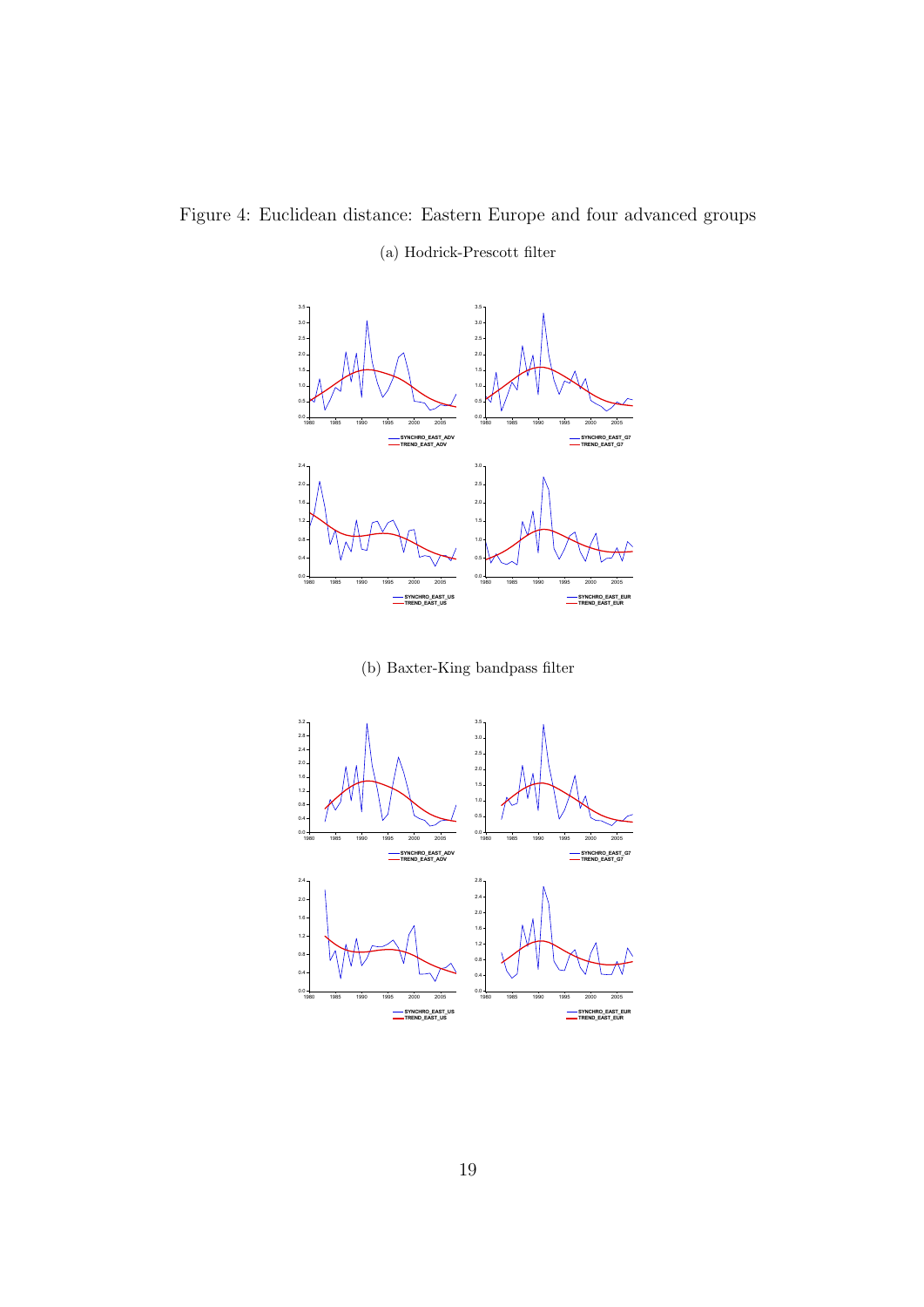Figure 4: Euclidean distance: Eastern Europe and four advanced groups

(a) Hodrick-Prescott filter

SYNCHRO_EAST_ADV
TREND_EAST_ADV

SYNCHRO_EAST_G7
TREND_EAST_G7

SYNCHRO_EAST_US
TREND_EAST_US

SYNCHRO_EAST_EUR
TREND_EAST_EUR

(b) Baxter-King bandpass filter

SYNCHRO_EAST_ADV
TREND_EAST_ADV

SYNCHRO_EAST_G7
TREND_EAST_G7

SYNCHRO_EAST_US
TREND_EAST_US

SYNCHRO_EAST_EUR
TREND_EAST_EUR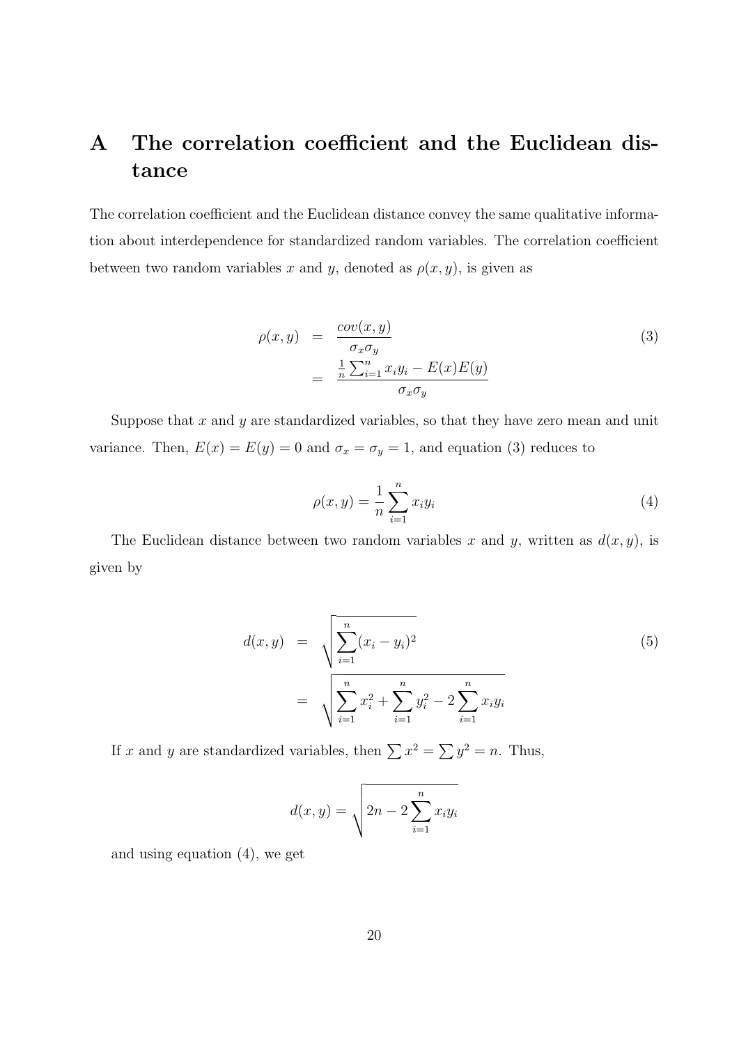# A The correlation coefficient and the Euclidean distance

The correlation coefficient and the Euclidean distance convey the same qualitative information about interdependence for standardized random variables. The correlation coefficient between two random variables $x$ and $y$, denoted as $\rho(x, y)$, is given as

$$
\begin{aligned}
\rho(x, y) &= \frac{cov(x, y)}{\sigma_x \sigma_y} \\
&= \frac{\frac{1}{n}\sum_{i=1}^{n} x_i y_i - E(x)E(y)}{\sigma_x \sigma_y}
\end{aligned}
\tag{3}
$$

Suppose that $x$ and $y$ are standardized variables, so that they have zero mean and unit variance. Then, $E(x) = E(y) = 0$ and $\sigma_x = \sigma_y = 1$, and equation (3) reduces to

$$
\rho(x, y) = \frac{1}{n}\sum_{i=1}^{n} x_i y_i \tag{4}
$$

The Euclidean distance between two random variables $x$ and $y$, written as $d(x, y)$, is given by

$$
\begin{aligned}
d(x, y) &= \sqrt{\sum_{i=1}^{n} (x_i - y_i)^2} \\
&= \sqrt{\sum_{i=1}^{n} x_i^2 + \sum_{i=1}^{n} y_i^2 - 2\sum_{i=1}^{n} x_i y_i}
\end{aligned}
\tag{5}
$$

If $x$ and $y$ are standardized variables, then $\sum x^2 = \sum y^2 = n$. Thus,

$$
d(x, y) = \sqrt{2n - 2\sum_{i=1}^{n} x_i y_i}
$$

and using equation (4), we get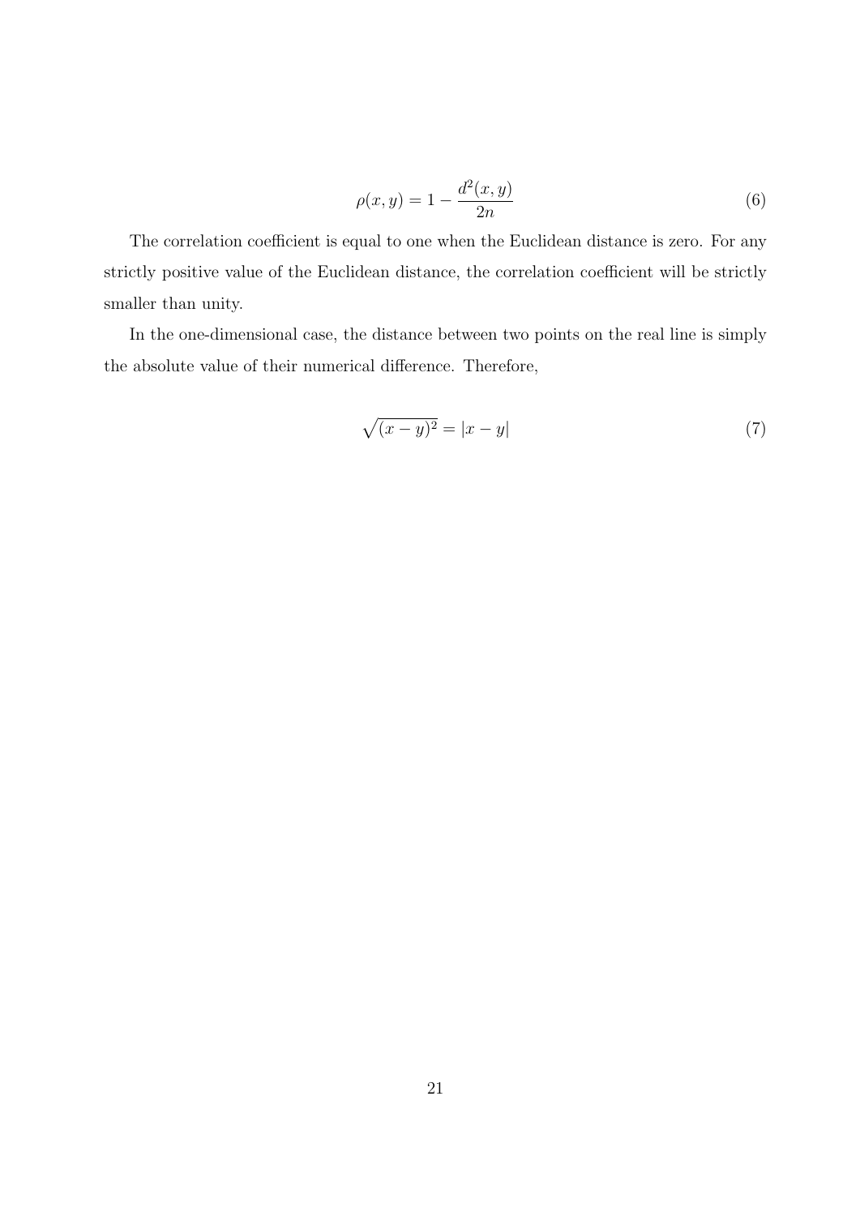$$\rho(x, y) = 1 - \frac{d^2(x, y)}{2n} \tag{6}$$

The correlation coefficient is equal to one when the Euclidean distance is zero. For any strictly positive value of the Euclidean distance, the correlation coefficient will be strictly smaller than unity.

In the one-dimensional case, the distance between two points on the real line is simply the absolute value of their numerical difference. Therefore,

$$\sqrt{(x - y)^2} = |x - y| \tag{7}$$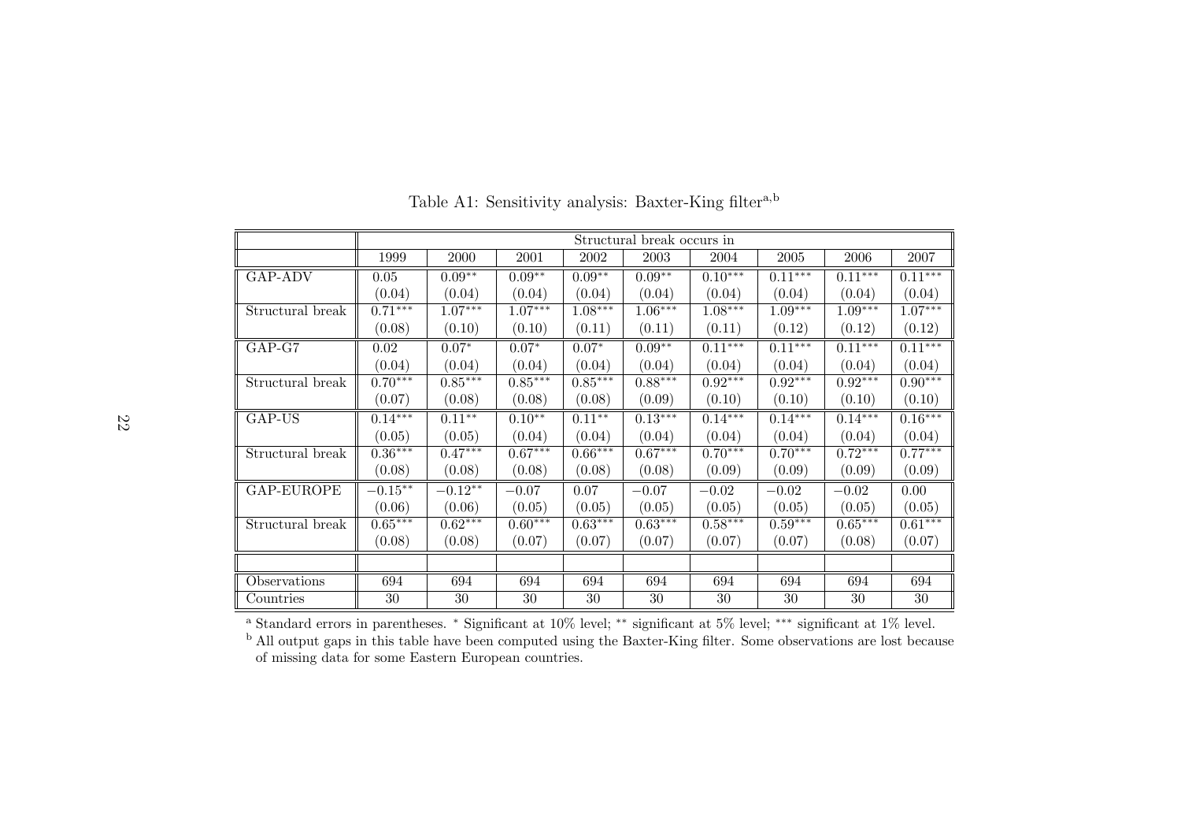Table A1: Sensitivity analysis: Baxter-King filter[a,b]

| | Structural break occurs in | | | | | | | | |
|---|---|---|---|---|---|---|---|---|---|
| | 1999 | 2000 | 2001 | 2002 | 2003 | 2004 | 2005 | 2006 | 2007 |
| GAP-ADV | 0.05 | $0.09^{**}$ | $0.09^{**}$ | $0.09^{**}$ | $0.09^{**}$ | $0.10^{***}$ | $0.11^{***}$ | $0.11^{***}$ | $0.11^{***}$ |
| | (0.04) | (0.04) | (0.04) | (0.04) | (0.04) | (0.04) | (0.04) | (0.04) | (0.04) |
| Structural break | $0.71^{***}$ | $1.07^{***}$ | $1.07^{***}$ | $1.08^{***}$ | $1.06^{***}$ | $1.08^{***}$ | $1.09^{***}$ | $1.09^{***}$ | $1.07^{***}$ |
| | (0.08) | (0.10) | (0.10) | (0.11) | (0.11) | (0.11) | (0.12) | (0.12) | (0.12) |
| GAP-G7 | 0.02 | $0.07^{*}$ | $0.07^{*}$ | $0.07^{*}$ | $0.09^{**}$ | $0.11^{***}$ | $0.11^{***}$ | $0.11^{***}$ | $0.11^{***}$ |
| | (0.04) | (0.04) | (0.04) | (0.04) | (0.04) | (0.04) | (0.04) | (0.04) | (0.04) |
| Structural break | $0.70^{***}$ | $0.85^{***}$ | $0.85^{***}$ | $0.85^{***}$ | $0.88^{***}$ | $0.92^{***}$ | $0.92^{***}$ | $0.92^{***}$ | $0.90^{***}$ |
| | (0.07) | (0.08) | (0.08) | (0.08) | (0.09) | (0.10) | (0.10) | (0.10) | (0.10) |
| GAP-US | $0.14^{***}$ | $0.11^{**}$ | $0.10^{**}$ | $0.11^{**}$ | $0.13^{***}$ | $0.14^{***}$ | $0.14^{***}$ | $0.14^{***}$ | $0.16^{***}$ |
| | (0.05) | (0.05) | (0.04) | (0.04) | (0.04) | (0.04) | (0.04) | (0.04) | (0.04) |
| Structural break | $0.36^{***}$ | $0.47^{***}$ | $0.67^{***}$ | $0.66^{***}$ | $0.67^{***}$ | $0.70^{***}$ | $0.70^{***}$ | $0.72^{***}$ | $0.77^{***}$ |
| | (0.08) | (0.08) | (0.08) | (0.08) | (0.08) | (0.09) | (0.09) | (0.09) | (0.09) |
| GAP-EUROPE | $-0.15^{**}$ | $-0.12^{**}$ | $-0.07$ | 0.07 | $-0.07$ | $-0.02$ | $-0.02$ | $-0.02$ | 0.00 |
| | (0.06) | (0.06) | (0.05) | (0.05) | (0.05) | (0.05) | (0.05) | (0.05) | (0.05) |
| Structural break | $0.65^{***}$ | $0.62^{***}$ | $0.60^{***}$ | $0.63^{***}$ | $0.63^{***}$ | $0.58^{***}$ | $0.59^{***}$ | $0.65^{***}$ | $0.61^{***}$ |
| | (0.08) | (0.08) | (0.07) | (0.07) | (0.07) | (0.07) | (0.07) | (0.08) | (0.07) |
| | | | | | | | | | |
| Observations | 694 | 694 | 694 | 694 | 694 | 694 | 694 | 694 | 694 |
| Countries | 30 | 30 | 30 | 30 | 30 | 30 | 30 | 30 | 30 |

[a] Standard errors in parentheses. * Significant at 10% level; ** significant at 5% level; *** significant at 1% level.
[b] All output gaps in this table have been computed using the Baxter-King filter. Some observations are lost because of missing data for some Eastern European countries.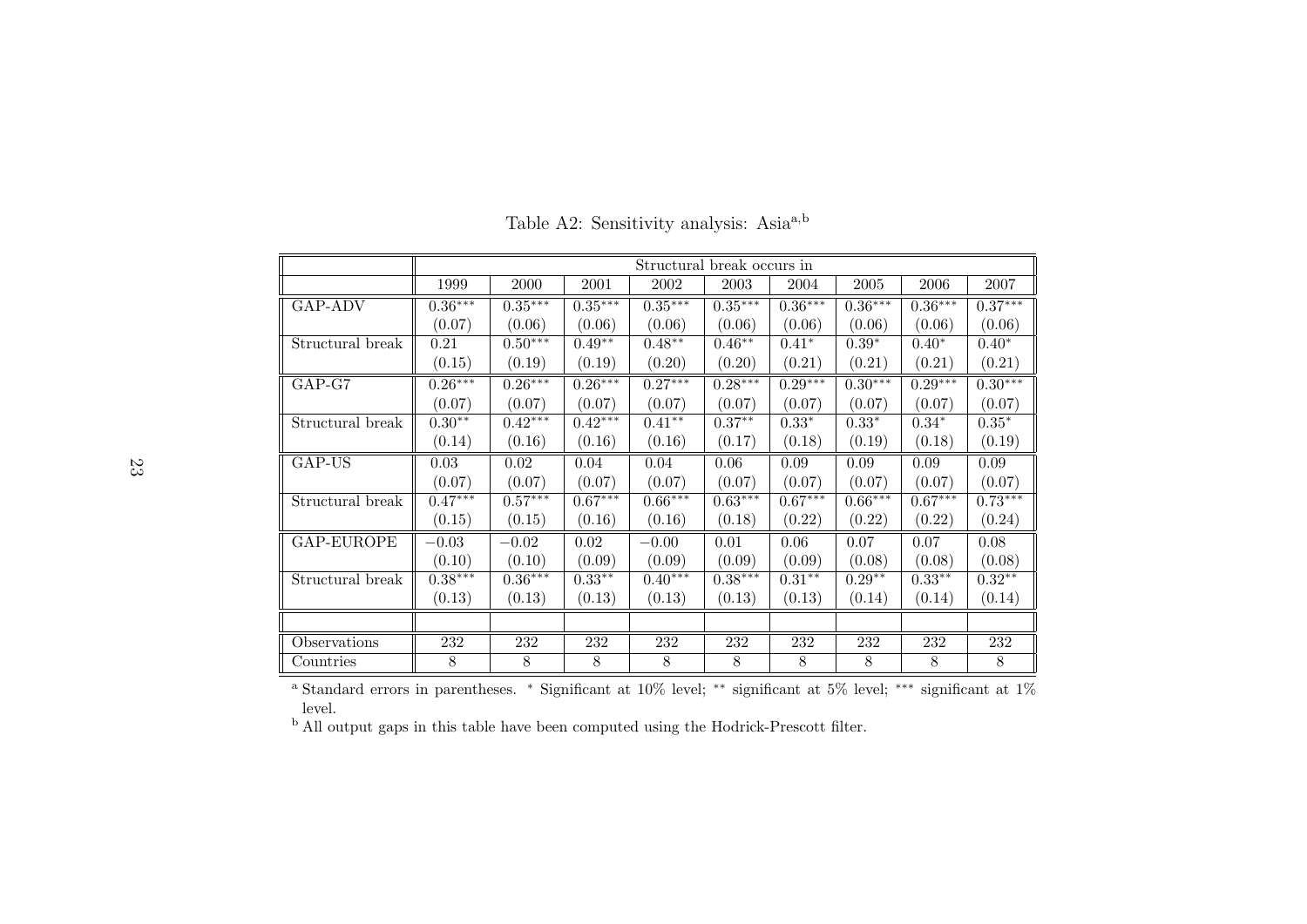Table A2: Sensitivity analysis: Asia[a,b]

| | Structural break occurs in | | | | | | | | |
|---|---|---|---|---|---|---|---|---|---|
| | 1999 | 2000 | 2001 | 2002 | 2003 | 2004 | 2005 | 2006 | 2007 |
| GAP-ADV | $0.36^{***}$ | $0.35^{***}$ | $0.35^{***}$ | $0.35^{***}$ | $0.35^{***}$ | $0.36^{***}$ | $0.36^{***}$ | $0.36^{***}$ | $0.37^{***}$ |
| | (0.07) | (0.06) | (0.06) | (0.06) | (0.06) | (0.06) | (0.06) | (0.06) | (0.06) |
| Structural break | 0.21 | $0.50^{***}$ | $0.49^{**}$ | $0.48^{**}$ | $0.46^{**}$ | $0.41^{*}$ | $0.39^{*}$ | $0.40^{*}$ | $0.40^{*}$ |
| | (0.15) | (0.19) | (0.19) | (0.20) | (0.20) | (0.21) | (0.21) | (0.21) | (0.21) |
| GAP-G7 | $0.26^{***}$ | $0.26^{***}$ | $0.26^{***}$ | $0.27^{***}$ | $0.28^{***}$ | $0.29^{***}$ | $0.30^{***}$ | $0.29^{***}$ | $0.30^{***}$ |
| | (0.07) | (0.07) | (0.07) | (0.07) | (0.07) | (0.07) | (0.07) | (0.07) | (0.07) |
| Structural break | $0.30^{**}$ | $0.42^{***}$ | $0.42^{***}$ | $0.41^{**}$ | $0.37^{**}$ | $0.33^{*}$ | $0.33^{*}$ | $0.34^{*}$ | $0.35^{*}$ |
| | (0.14) | (0.16) | (0.16) | (0.16) | (0.17) | (0.18) | (0.19) | (0.18) | (0.19) |
| GAP-US | 0.03 | 0.02 | 0.04 | 0.04 | 0.06 | 0.09 | 0.09 | 0.09 | 0.09 |
| | (0.07) | (0.07) | (0.07) | (0.07) | (0.07) | (0.07) | (0.07) | (0.07) | (0.07) |
| Structural break | $0.47^{***}$ | $0.57^{***}$ | $0.67^{***}$ | $0.66^{***}$ | $0.63^{***}$ | $0.67^{***}$ | $0.66^{***}$ | $0.67^{***}$ | $0.73^{***}$ |
| | (0.15) | (0.15) | (0.16) | (0.16) | (0.18) | (0.22) | (0.22) | (0.22) | (0.24) |
| GAP-EUROPE | $-0.03$ | $-0.02$ | 0.02 | $-0.00$ | 0.01 | 0.06 | 0.07 | 0.07 | 0.08 |
| | (0.10) | (0.10) | (0.09) | (0.09) | (0.09) | (0.09) | (0.08) | (0.08) | (0.08) |
| Structural break | $0.38^{***}$ | $0.36^{***}$ | $0.33^{**}$ | $0.40^{***}$ | $0.38^{***}$ | $0.31^{**}$ | $0.29^{**}$ | $0.33^{**}$ | $0.32^{**}$ |
| | (0.13) | (0.13) | (0.13) | (0.13) | (0.13) | (0.13) | (0.14) | (0.14) | (0.14) |
| | | | | | | | | | |
| Observations | 232 | 232 | 232 | 232 | 232 | 232 | 232 | 232 | 232 |
| Countries | 8 | 8 | 8 | 8 | 8 | 8 | 8 | 8 | 8 |

[a] Standard errors in parentheses. * Significant at 10% level; ** significant at 5% level; *** significant at 1% level.

[b] All output gaps in this table have been computed using the Hodrick-Prescott filter.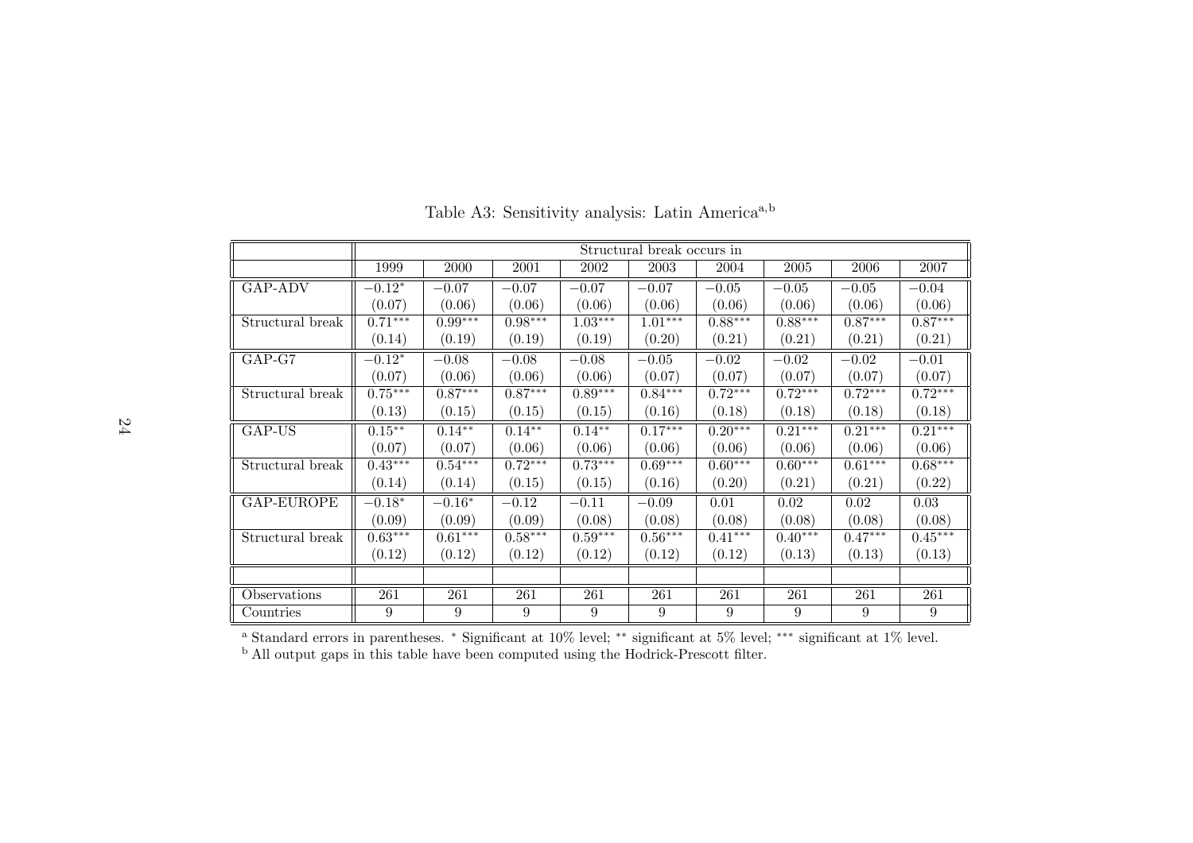Table A3: Sensitivity analysis: Latin America[a,b]

| | Structural break occurs in | | | | | | | | |
|---|---|---|---|---|---|---|---|---|---|
| | 1999 | 2000 | 2001 | 2002 | 2003 | 2004 | 2005 | 2006 | 2007 |
| GAP-ADV | $-0.12^{*}$ | $-0.07$ | $-0.07$ | $-0.07$ | $-0.07$ | $-0.05$ | $-0.05$ | $-0.05$ | $-0.04$ |
| | (0.07) | (0.06) | (0.06) | (0.06) | (0.06) | (0.06) | (0.06) | (0.06) | (0.06) |
| Structural break | $0.71^{***}$ | $0.99^{***}$ | $0.98^{***}$ | $1.03^{***}$ | $1.01^{***}$ | $0.88^{***}$ | $0.88^{***}$ | $0.87^{***}$ | $0.87^{***}$ |
| | (0.14) | (0.19) | (0.19) | (0.19) | (0.20) | (0.21) | (0.21) | (0.21) | (0.21) |
| GAP-G7 | $-0.12^{*}$ | $-0.08$ | $-0.08$ | $-0.08$ | $-0.05$ | $-0.02$ | $-0.02$ | $-0.02$ | $-0.01$ |
| | (0.07) | (0.06) | (0.06) | (0.06) | (0.07) | (0.07) | (0.07) | (0.07) | (0.07) |
| Structural break | $0.75^{***}$ | $0.87^{***}$ | $0.87^{***}$ | $0.89^{***}$ | $0.84^{***}$ | $0.72^{***}$ | $0.72^{***}$ | $0.72^{***}$ | $0.72^{***}$ |
| | (0.13) | (0.15) | (0.15) | (0.15) | (0.16) | (0.18) | (0.18) | (0.18) | (0.18) |
| GAP-US | $0.15^{**}$ | $0.14^{**}$ | $0.14^{**}$ | $0.14^{**}$ | $0.17^{***}$ | $0.20^{***}$ | $0.21^{***}$ | $0.21^{***}$ | $0.21^{***}$ |
| | (0.07) | (0.07) | (0.06) | (0.06) | (0.06) | (0.06) | (0.06) | (0.06) | (0.06) |
| Structural break | $0.43^{***}$ | $0.54^{***}$ | $0.72^{***}$ | $0.73^{***}$ | $0.69^{***}$ | $0.60^{***}$ | $0.60^{***}$ | $0.61^{***}$ | $0.68^{***}$ |
| | (0.14) | (0.14) | (0.15) | (0.15) | (0.16) | (0.20) | (0.21) | (0.21) | (0.22) |
| GAP-EUROPE | $-0.18^{*}$ | $-0.16^{*}$ | $-0.12$ | $-0.11$ | $-0.09$ | 0.01 | 0.02 | 0.02 | 0.03 |
| | (0.09) | (0.09) | (0.09) | (0.08) | (0.08) | (0.08) | (0.08) | (0.08) | (0.08) |
| Structural break | $0.63^{***}$ | $0.61^{***}$ | $0.58^{***}$ | $0.59^{***}$ | $0.56^{***}$ | $0.41^{***}$ | $0.40^{***}$ | $0.47^{***}$ | $0.45^{***}$ |
| | (0.12) | (0.12) | (0.12) | (0.12) | (0.12) | (0.12) | (0.13) | (0.13) | (0.13) |
| | | | | | | | | | |
| Observations | 261 | 261 | 261 | 261 | 261 | 261 | 261 | 261 | 261 |
| Countries | 9 | 9 | 9 | 9 | 9 | 9 | 9 | 9 | 9 |

[a] Standard errors in parentheses. * Significant at 10% level; ** significant at 5% level; *** significant at 1% level.
[b] All output gaps in this table have been computed using the Hodrick-Prescott filter.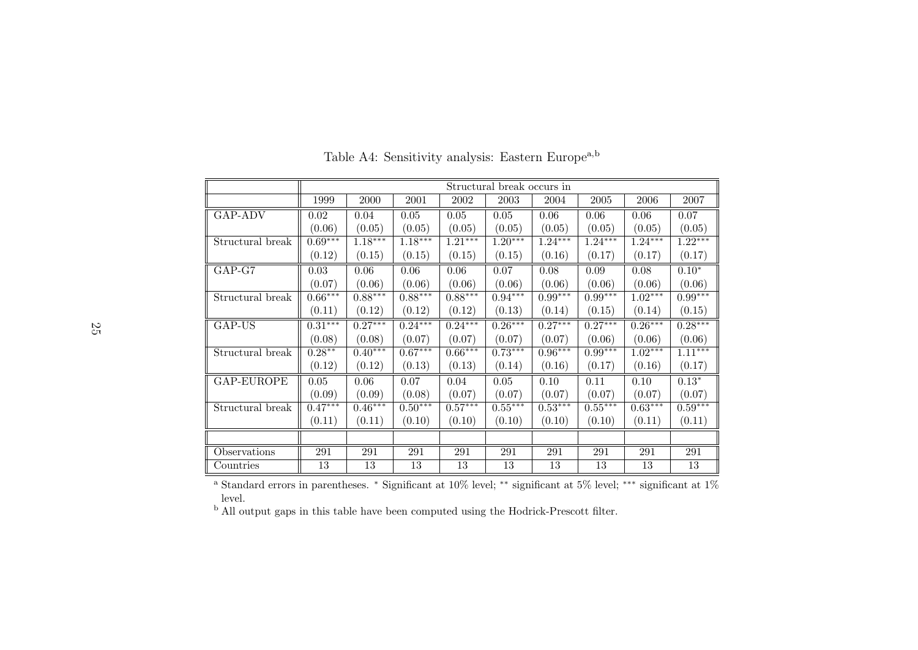Table A4: Sensitivity analysis: Eastern Europe[a,b]

| | Structural break occurs in | | | | | | | | |
|---|---|---|---|---|---|---|---|---|---|
| | 1999 | 2000 | 2001 | 2002 | 2003 | 2004 | 2005 | 2006 | 2007 |
| GAP-ADV | 0.02 | 0.04 | 0.05 | 0.05 | 0.05 | 0.06 | 0.06 | 0.06 | 0.07 |
| | (0.06) | (0.05) | (0.05) | (0.05) | (0.05) | (0.05) | (0.05) | (0.05) | (0.05) |
| Structural break | 0.69*** | 1.18*** | 1.18*** | 1.21*** | 1.20*** | 1.24*** | 1.24*** | 1.24*** | 1.22*** |
| | (0.12) | (0.15) | (0.15) | (0.15) | (0.15) | (0.16) | (0.17) | (0.17) | (0.17) |
| GAP-G7 | 0.03 | 0.06 | 0.06 | 0.06 | 0.07 | 0.08 | 0.09 | 0.08 | 0.10* |
| | (0.07) | (0.06) | (0.06) | (0.06) | (0.06) | (0.06) | (0.06) | (0.06) | (0.06) |
| Structural break | 0.66*** | 0.88*** | 0.88*** | 0.88*** | 0.94*** | 0.99*** | 0.99*** | 1.02*** | 0.99*** |
| | (0.11) | (0.12) | (0.12) | (0.12) | (0.13) | (0.14) | (0.15) | (0.14) | (0.15) |
| GAP-US | 0.31*** | 0.27*** | 0.24*** | 0.24*** | 0.26*** | 0.27*** | 0.27*** | 0.26*** | 0.28*** |
| | (0.08) | (0.08) | (0.07) | (0.07) | (0.07) | (0.07) | (0.06) | (0.06) | (0.06) |
| Structural break | 0.28** | 0.40*** | 0.67*** | 0.66*** | 0.73*** | 0.96*** | 0.99*** | 1.02*** | 1.11*** |
| | (0.12) | (0.12) | (0.13) | (0.13) | (0.14) | (0.16) | (0.17) | (0.16) | (0.17) |
| GAP-EUROPE | 0.05 | 0.06 | 0.07 | 0.04 | 0.05 | 0.10 | 0.11 | 0.10 | 0.13* |
| | (0.09) | (0.09) | (0.08) | (0.07) | (0.07) | (0.07) | (0.07) | (0.07) | (0.07) |
| Structural break | 0.47*** | 0.46*** | 0.50*** | 0.57*** | 0.55*** | 0.53*** | 0.55*** | 0.63*** | 0.59*** |
| | (0.11) | (0.11) | (0.10) | (0.10) | (0.10) | (0.10) | (0.10) | (0.11) | (0.11) |
| | | | | | | | | | |
| Observations | 291 | 291 | 291 | 291 | 291 | 291 | 291 | 291 | 291 |
| Countries | 13 | 13 | 13 | 13 | 13 | 13 | 13 | 13 | 13 |

[a] Standard errors in parentheses. * Significant at 10% level; ** significant at 5% level; *** significant at 1% level.

[b] All output gaps in this table have been computed using the Hodrick-Prescott filter.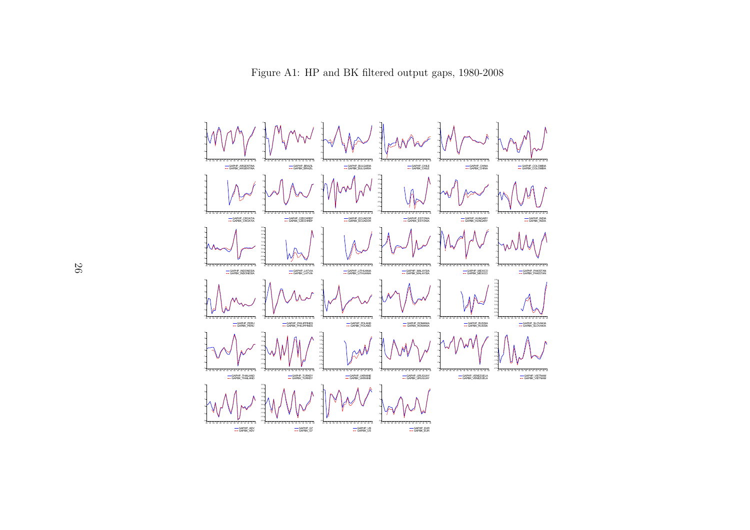Figure A1: HP and BK filtered output gaps, 1980-2008

GAPHP_ARGENTINA
GAPBK_ARGENTINA

GAPHP_BRAZIL
GAPBK_BRAZIL

GAPHP_BULGARIA
GAPBK_BULGARIA

GAPHP_CHILE
GAPBK_CHILE

GAPHP_CHINA
GAPBK_CHINA

GAPHP_COLOMBIA
GAPBK_COLOMBIA

GAPHP_CROATIA
GAPBK_CROATIA

GAPHP_CZECHREP
GAPBK_CZECHREP

GAPHP_ECUADOR
GAPBK_ECUADOR

GAPHP_ESTONIA
GAPBK_ESTONIA

GAPHP_HUNGARY
GAPBK_HUNGARY

GAPHP_INDIA
GAPBK_INDIA

GAPHP_INDONESIA
GAPBK_INDONESIA

GAPHP_LATVIA
GAPBK_LATVIA

GAPHP_LITHUANIA
GAPBK_LITHUANIA

GAPHP_MALAYSIA
GAPBK_MALAYSIA

GAPHP_MEXICO
GAPBK_MEXICO

GAPHP_PAKISTAN
GAPBK_PAKISTAN

GAPHP_PERU
GAPBK_PERU

GAPHP_PHILIPPINES
GAPBK_PHILIPPINES

GAPHP_POLAND
GAPBK_POLAND

GAPHP_ROMANIA
GAPBK_ROMANIA

GAPHP_RUSSIA
GAPBK_RUSSIA

GAPHP_SLOVAKIA
GAPBK_SLOVAKIA

GAPHP_THAILAND
GAPBK_THAILAND

GAPHP_TURKEY
GAPBK_TURKEY

GAPHP_UKRAINE
GAPBK_UKRAINE

GAPHP_URUGUAY
GAPBK_URUGUAY

GAPHP_VENEZUELA
GAPBK_VENEZUELA

GAPHP_VIETNAM
GAPBK_VIETNAM

GAPHP_ADV
GAPBK_ADV

GAPHP_G7
GAPBK_G7

GAPHP_US
GAPBK_US

GAPHP_EUR
GAPBK_EUR